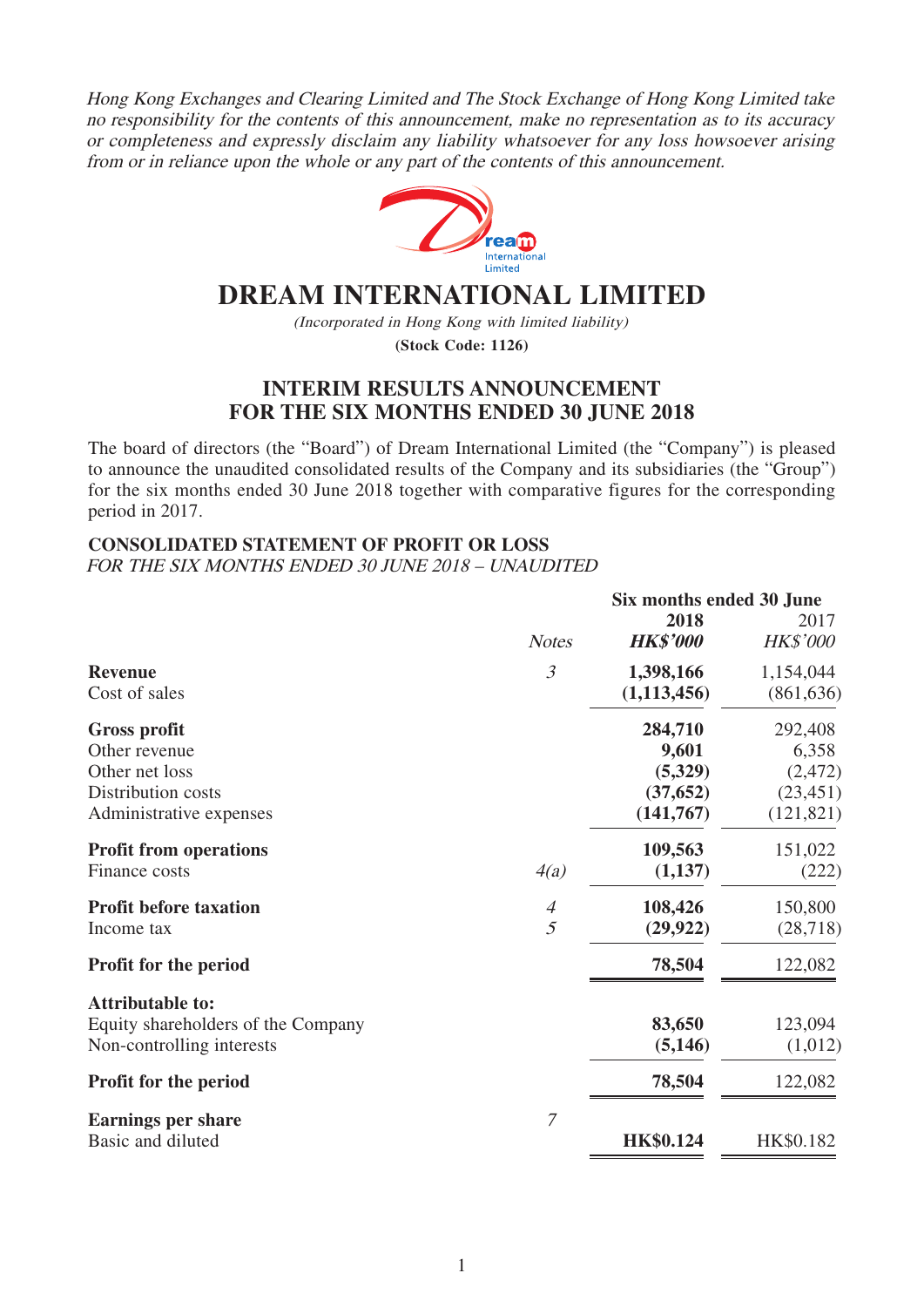*Hong Kong Exchanges and Clearing Limited and The Stock Exchange of Hong Kong Limited take no responsibility for the contents of this announcement, make no representation as to its accuracy or completeness and expressly disclaim any liability whatsoever for any loss howsoever arising from or in reliance upon the whole or any part of the contents of this announcement.*

# DREAM INTERNATIONAL LIMITED

*(Incorporated in Hong Kong with limited liability)*

**(Stock Code: 1126)**

## INTERIM RESULTS ANNOUNCEMENT FOR THE SIX MONTHS ENDED 30 JUNE 2018

The board of directors (the "Board") of Dream International Limited (the "Company") is pleased to announce the unaudited consolidated results of the Company and its subsidiaries (the "Group") for the six months ended 30 June 2018 together with comparative figures for the corresponding period in 2017.

### CONSOLIDATED STATEMENT OF PROFIT OR LOSS

*FOR THE SIX MONTHS ENDED 30 JUNE 2018 – UNAUDITED*

| | | Six months ended 30 June | |
|---|---|---|---|
| | *Notes* | **2018** | 2017 |
| | | ***HK$'000*** | *HK$'000* |
| **Revenue** | *3* | **1,398,166** | 1,154,044 |
| Cost of sales | | **(1,113,456)** | (861,636) |
| **Gross profit** | | **284,710** | 292,408 |
| Other revenue | | **9,601** | 6,358 |
| Other net loss | | **(5,329)** | (2,472) |
| Distribution costs | | **(37,652)** | (23,451) |
| Administrative expenses | | **(141,767)** | (121,821) |
| **Profit from operations** | | **109,563** | 151,022 |
| Finance costs | *4(a)* | **(1,137)** | (222) |
| **Profit before taxation** | *4* | **108,426** | 150,800 |
| Income tax | *5* | **(29,922)** | (28,718) |
| **Profit for the period** | | **78,504** | 122,082 |
| **Attributable to:** | | | |
| Equity shareholders of the Company | | **83,650** | 123,094 |
| Non-controlling interests | | **(5,146)** | (1,012) |
| **Profit for the period** | | **78,504** | 122,082 |
| **Earnings per share** | *7* | | |
| Basic and diluted | | **HK$0.124** | HK$0.182 |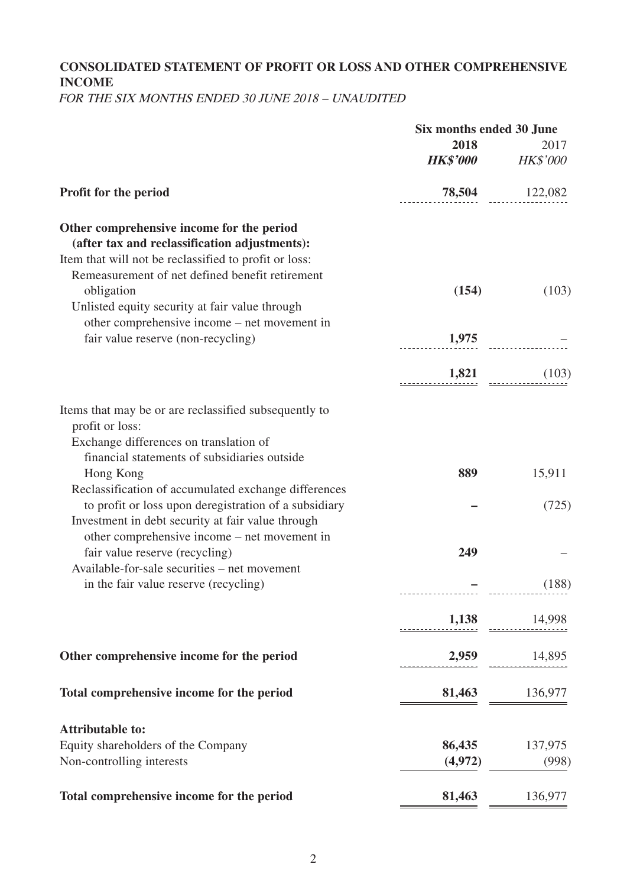## CONSOLIDATED STATEMENT OF PROFIT OR LOSS AND OTHER COMPREHENSIVE INCOME

*FOR THE SIX MONTHS ENDED 30 JUNE 2018 – UNAUDITED*

| | Six months ended 30 June | |
|---|---|---|
| | **2018** | 2017 |
| | ***HK$'000*** | *HK$'000* |
| **Profit for the period** | **78,504** | 122,082 |
| **Other comprehensive income for the period (after tax and reclassification adjustments):** | | |
| Item that will not be reclassified to profit or loss: | | |
| Remeasurement of net defined benefit retirement obligation | **(154)** | (103) |
| Unlisted equity security at fair value through other comprehensive income – net movement in fair value reserve (non-recycling) | **1,975** | – |
| | **1,821** | (103) |
| Items that may be or are reclassified subsequently to profit or loss: | | |
| Exchange differences on translation of financial statements of subsidiaries outside Hong Kong | **889** | 15,911 |
| Reclassification of accumulated exchange differences to profit or loss upon deregistration of a subsidiary | **–** | (725) |
| Investment in debt security at fair value through other comprehensive income – net movement in fair value reserve (recycling) | **249** | – |
| Available-for-sale securities – net movement in the fair value reserve (recycling) | **–** | (188) |
| | **1,138** | 14,998 |
| **Other comprehensive income for the period** | **2,959** | 14,895 |
| **Total comprehensive income for the period** | **81,463** | 136,977 |
| **Attributable to:** | | |
| Equity shareholders of the Company | **86,435** | 137,975 |
| Non-controlling interests | **(4,972)** | (998) |
| **Total comprehensive income for the period** | **81,463** | 136,977 |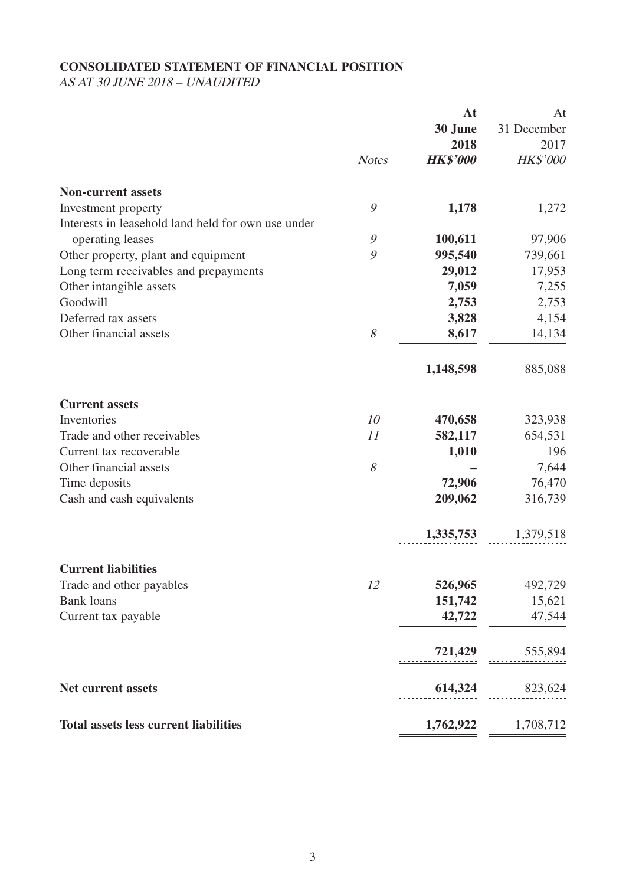## CONSOLIDATED STATEMENT OF FINANCIAL POSITION

*AS AT 30 JUNE 2018 – UNAUDITED*

| | *Notes* | **At 30 June 2018** **HK$'000** | At 31 December 2017 HK$'000 |
|---|---|---|---|
| **Non-current assets** | | | |
| Investment property | *9* | **1,178** | 1,272 |
| Interests in leasehold land held for own use under operating leases | *9* | **100,611** | 97,906 |
| Other property, plant and equipment | *9* | **995,540** | 739,661 |
| Long term receivables and prepayments | | **29,012** | 17,953 |
| Other intangible assets | | **7,059** | 7,255 |
| Goodwill | | **2,753** | 2,753 |
| Deferred tax assets | | **3,828** | 4,154 |
| Other financial assets | *8* | **8,617** | 14,134 |
| | | **1,148,598** | 885,088 |
| **Current assets** | | | |
| Inventories | *10* | **470,658** | 323,938 |
| Trade and other receivables | *11* | **582,117** | 654,531 |
| Current tax recoverable | | **1,010** | 196 |
| Other financial assets | *8* | **–** | 7,644 |
| Time deposits | | **72,906** | 76,470 |
| Cash and cash equivalents | | **209,062** | 316,739 |
| | | **1,335,753** | 1,379,518 |
| **Current liabilities** | | | |
| Trade and other payables | *12* | **526,965** | 492,729 |
| Bank loans | | **151,742** | 15,621 |
| Current tax payable | | **42,722** | 47,544 |
| | | **721,429** | 555,894 |
| **Net current assets** | | **614,324** | 823,624 |
| **Total assets less current liabilities** | | **1,762,922** | 1,708,712 |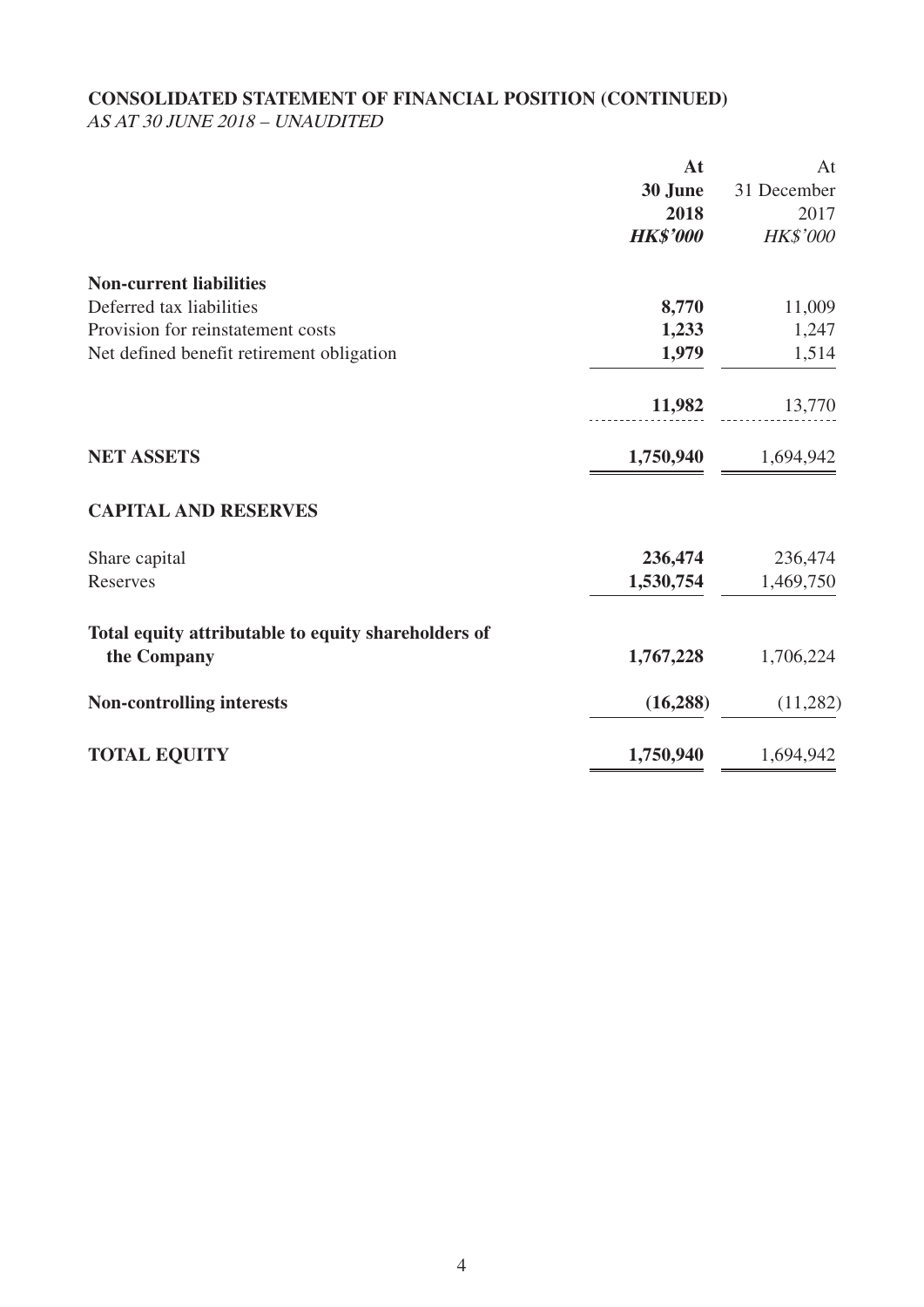## CONSOLIDATED STATEMENT OF FINANCIAL POSITION (CONTINUED)

*AS AT 30 JUNE 2018 – UNAUDITED*

| | **At 30 June 2018** | At 31 December 2017 |
|---|---|---|
| | ***HK$'000*** | *HK$'000* |
| **Non-current liabilities** | | |
| Deferred tax liabilities | **8,770** | 11,009 |
| Provision for reinstatement costs | **1,233** | 1,247 |
| Net defined benefit retirement obligation | **1,979** | 1,514 |
| | **11,982** | 13,770 |
| **NET ASSETS** | **1,750,940** | 1,694,942 |
| **CAPITAL AND RESERVES** | | |
| Share capital | **236,474** | 236,474 |
| Reserves | **1,530,754** | 1,469,750 |
| **Total equity attributable to equity shareholders of the Company** | **1,767,228** | 1,706,224 |
| **Non-controlling interests** | **(16,288)** | (11,282) |
| **TOTAL EQUITY** | **1,750,940** | 1,694,942 |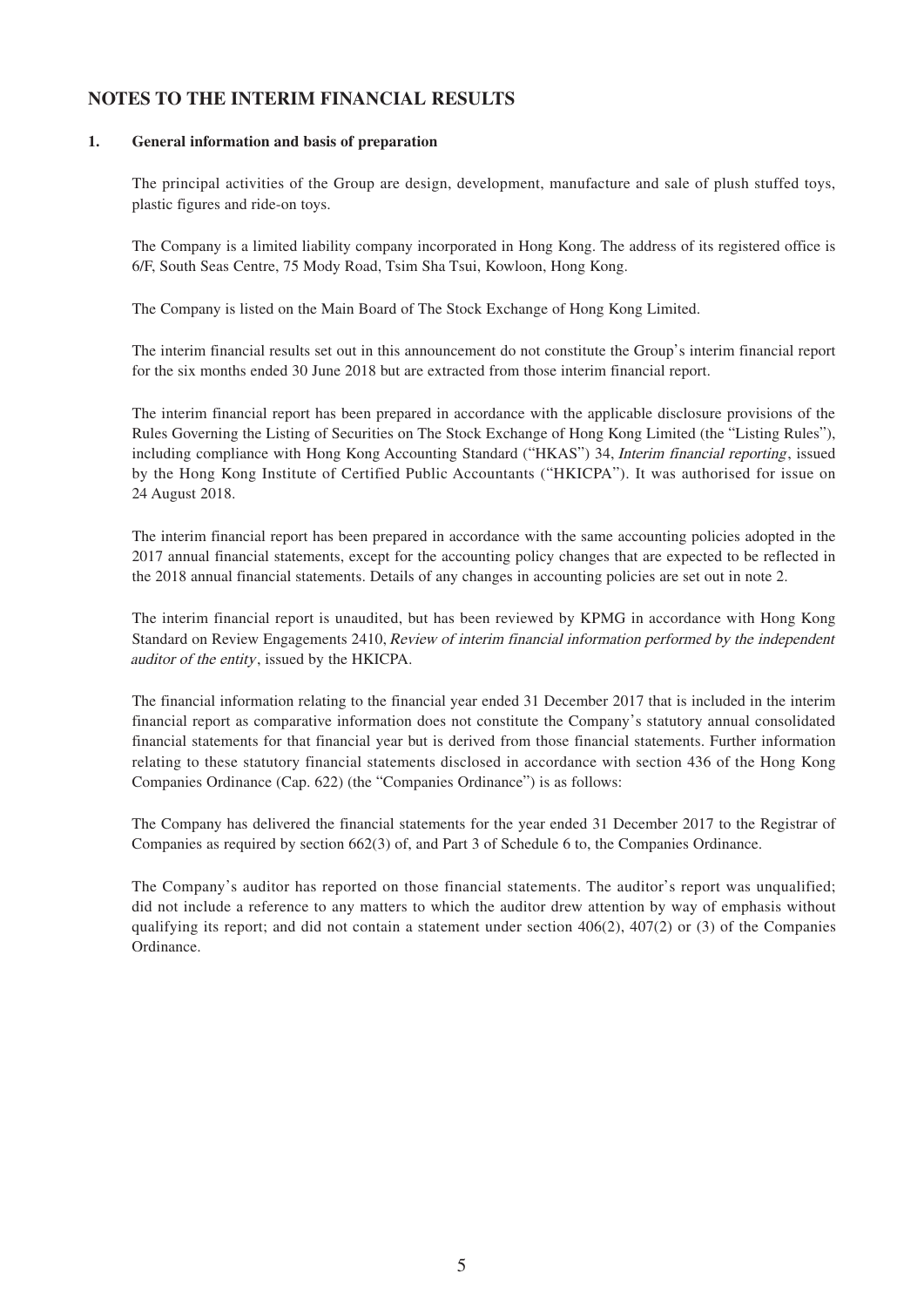# NOTES TO THE INTERIM FINANCIAL RESULTS

## 1. General information and basis of preparation

The principal activities of the Group are design, development, manufacture and sale of plush stuffed toys, plastic figures and ride-on toys.

The Company is a limited liability company incorporated in Hong Kong. The address of its registered office is 6/F, South Seas Centre, 75 Mody Road, Tsim Sha Tsui, Kowloon, Hong Kong.

The Company is listed on the Main Board of The Stock Exchange of Hong Kong Limited.

The interim financial results set out in this announcement do not constitute the Group's interim financial report for the six months ended 30 June 2018 but are extracted from those interim financial report.

The interim financial report has been prepared in accordance with the applicable disclosure provisions of the Rules Governing the Listing of Securities on The Stock Exchange of Hong Kong Limited (the "Listing Rules"), including compliance with Hong Kong Accounting Standard ("HKAS") 34, *Interim financial reporting*, issued by the Hong Kong Institute of Certified Public Accountants ("HKICPA"). It was authorised for issue on 24 August 2018.

The interim financial report has been prepared in accordance with the same accounting policies adopted in the 2017 annual financial statements, except for the accounting policy changes that are expected to be reflected in the 2018 annual financial statements. Details of any changes in accounting policies are set out in note 2.

The interim financial report is unaudited, but has been reviewed by KPMG in accordance with Hong Kong Standard on Review Engagements 2410, *Review of interim financial information performed by the independent auditor of the entity*, issued by the HKICPA.

The financial information relating to the financial year ended 31 December 2017 that is included in the interim financial report as comparative information does not constitute the Company's statutory annual consolidated financial statements for that financial year but is derived from those financial statements. Further information relating to these statutory financial statements disclosed in accordance with section 436 of the Hong Kong Companies Ordinance (Cap. 622) (the "Companies Ordinance") is as follows:

The Company has delivered the financial statements for the year ended 31 December 2017 to the Registrar of Companies as required by section 662(3) of, and Part 3 of Schedule 6 to, the Companies Ordinance.

The Company's auditor has reported on those financial statements. The auditor's report was unqualified; did not include a reference to any matters to which the auditor drew attention by way of emphasis without qualifying its report; and did not contain a statement under section 406(2), 407(2) or (3) of the Companies Ordinance.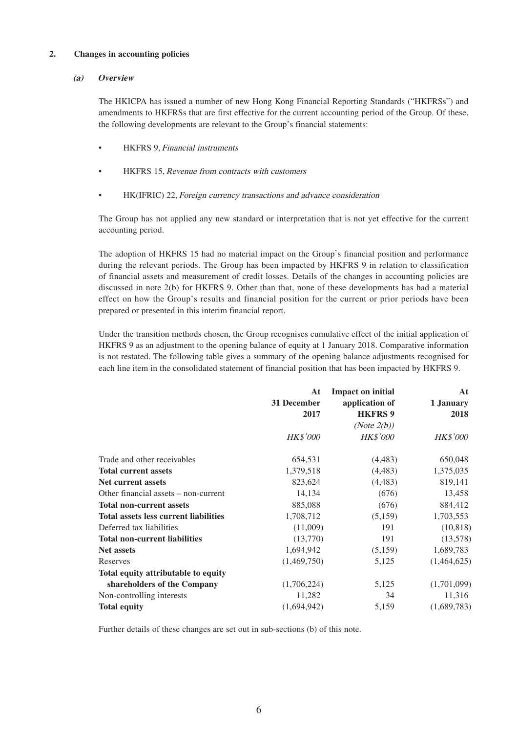## 2. Changes in accounting policies

### *(a) Overview*

The HKICPA has issued a number of new Hong Kong Financial Reporting Standards ("HKFRSs") and amendments to HKFRSs that are first effective for the current accounting period of the Group. Of these, the following developments are relevant to the Group's financial statements:

- HKFRS 9, *Financial instruments*
- HKFRS 15, *Revenue from contracts with customers*
- HK(IFRIC) 22, *Foreign currency transactions and advance consideration*

The Group has not applied any new standard or interpretation that is not yet effective for the current accounting period.

The adoption of HKFRS 15 had no material impact on the Group's financial position and performance during the relevant periods. The Group has been impacted by HKFRS 9 in relation to classification of financial assets and measurement of credit losses. Details of the changes in accounting policies are discussed in note 2(b) for HKFRS 9. Other than that, none of these developments has had a material effect on how the Group's results and financial position for the current or prior periods have been prepared or presented in this interim financial report.

Under the transition methods chosen, the Group recognises cumulative effect of the initial application of HKFRS 9 as an adjustment to the opening balance of equity at 1 January 2018. Comparative information is not restated. The following table gives a summary of the opening balance adjustments recognised for each line item in the consolidated statement of financial position that has been impacted by HKFRS 9.

| | At 31 December 2017 | Impact on initial application of HKFRS 9 *(Note 2(b))* | At 1 January 2018 |
|---|---|---|---|
| | *HK$'000* | *HK$'000* | *HK$'000* |
| Trade and other receivables | 654,531 | (4,483) | 650,048 |
| **Total current assets** | 1,379,518 | (4,483) | 1,375,035 |
| **Net current assets** | 823,624 | (4,483) | 819,141 |
| Other financial assets – non-current | 14,134 | (676) | 13,458 |
| **Total non-current assets** | 885,088 | (676) | 884,412 |
| **Total assets less current liabilities** | 1,708,712 | (5,159) | 1,703,553 |
| Deferred tax liabilities | (11,009) | 191 | (10,818) |
| **Total non-current liabilities** | (13,770) | 191 | (13,578) |
| **Net assets** | 1,694,942 | (5,159) | 1,689,783 |
| Reserves | (1,469,750) | 5,125 | (1,464,625) |
| **Total equity attributable to equity shareholders of the Company** | (1,706,224) | 5,125 | (1,701,099) |
| Non-controlling interests | 11,282 | 34 | 11,316 |
| **Total equity** | (1,694,942) | 5,159 | (1,689,783) |

Further details of these changes are set out in sub-sections (b) of this note.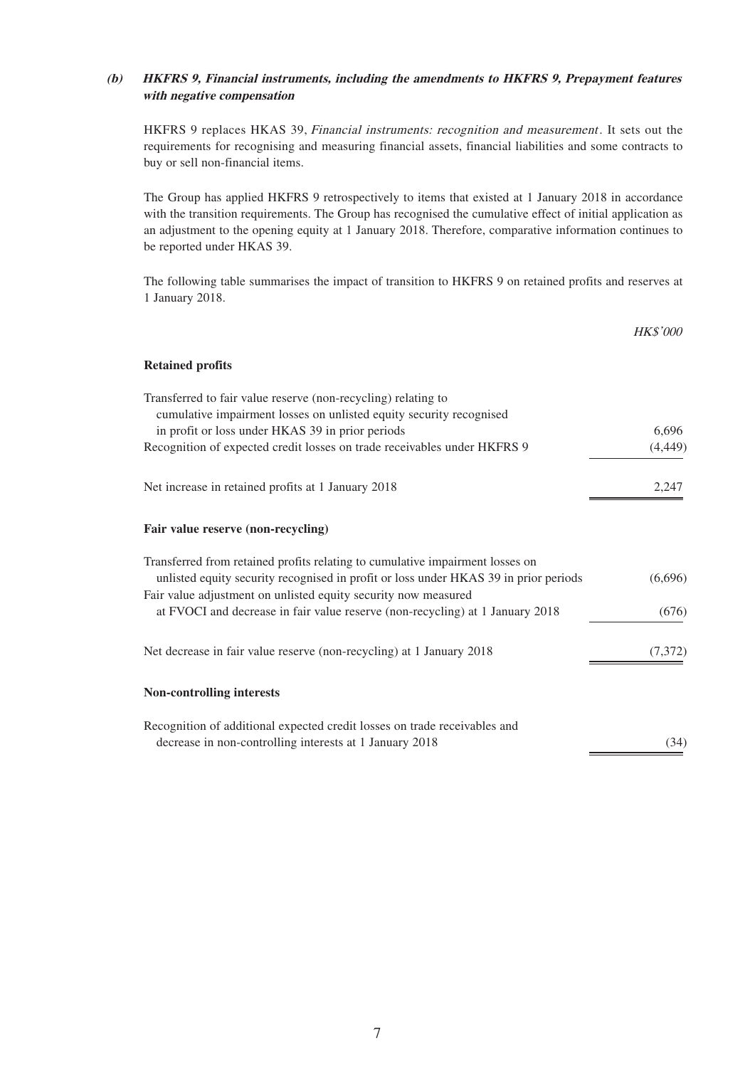### *(b) HKFRS 9, Financial instruments, including the amendments to HKFRS 9, Prepayment features with negative compensation*

HKFRS 9 replaces HKAS 39, *Financial instruments: recognition and measurement*. It sets out the requirements for recognising and measuring financial assets, financial liabilities and some contracts to buy or sell non-financial items.

The Group has applied HKFRS 9 retrospectively to items that existed at 1 January 2018 in accordance with the transition requirements. The Group has recognised the cumulative effect of initial application as an adjustment to the opening equity at 1 January 2018. Therefore, comparative information continues to be reported under HKAS 39.

The following table summarises the impact of transition to HKFRS 9 on retained profits and reserves at 1 January 2018.

| | *HK$'000* |
|---|---|
| **Retained profits** | |
| Transferred to fair value reserve (non-recycling) relating to cumulative impairment losses on unlisted equity security recognised in profit or loss under HKAS 39 in prior periods | 6,696 |
| Recognition of expected credit losses on trade receivables under HKFRS 9 | (4,449) |
| Net increase in retained profits at 1 January 2018 | 2,247 |
| **Fair value reserve (non-recycling)** | |
| Transferred from retained profits relating to cumulative impairment losses on unlisted equity security recognised in profit or loss under HKAS 39 in prior periods | (6,696) |
| Fair value adjustment on unlisted equity security now measured at FVOCI and decrease in fair value reserve (non-recycling) at 1 January 2018 | (676) |
| Net decrease in fair value reserve (non-recycling) at 1 January 2018 | (7,372) |
| **Non-controlling interests** | |
| Recognition of additional expected credit losses on trade receivables and decrease in non-controlling interests at 1 January 2018 | (34) |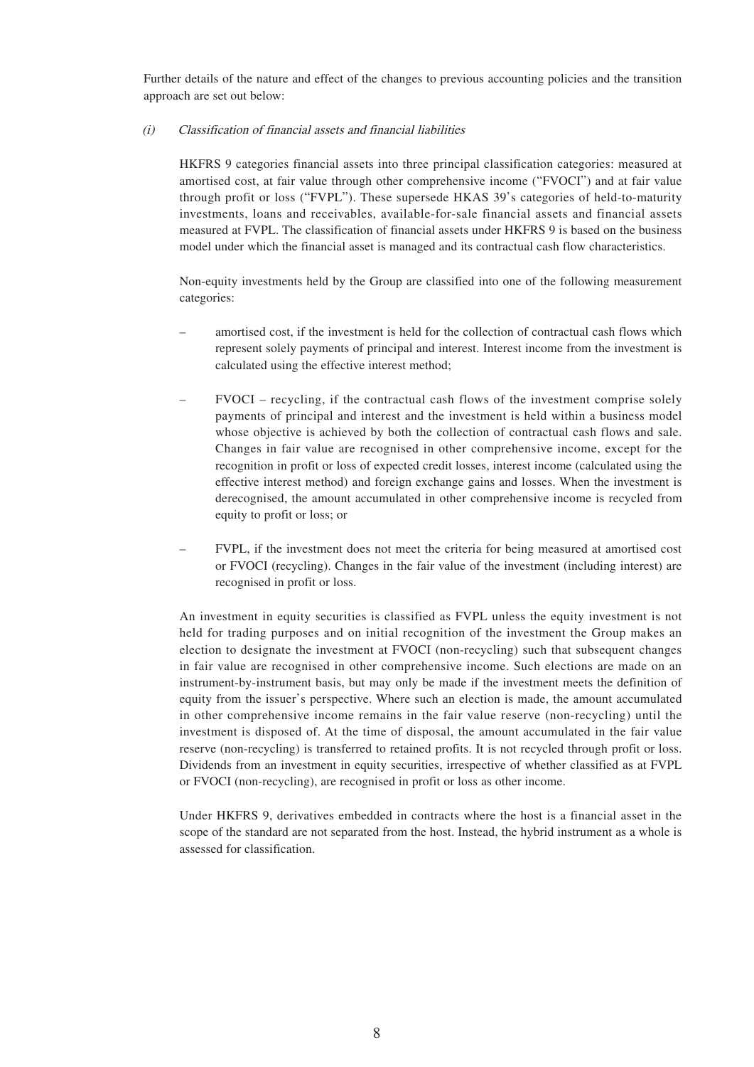Further details of the nature and effect of the changes to previous accounting policies and the transition approach are set out below:

*(i) Classification of financial assets and financial liabilities*

HKFRS 9 categories financial assets into three principal classification categories: measured at amortised cost, at fair value through other comprehensive income ("FVOCI") and at fair value through profit or loss ("FVPL"). These supersede HKAS 39's categories of held-to-maturity investments, loans and receivables, available-for-sale financial assets and financial assets measured at FVPL. The classification of financial assets under HKFRS 9 is based on the business model under which the financial asset is managed and its contractual cash flow characteristics.

Non-equity investments held by the Group are classified into one of the following measurement categories:

- amortised cost, if the investment is held for the collection of contractual cash flows which represent solely payments of principal and interest. Interest income from the investment is calculated using the effective interest method;
- FVOCI – recycling, if the contractual cash flows of the investment comprise solely payments of principal and interest and the investment is held within a business model whose objective is achieved by both the collection of contractual cash flows and sale. Changes in fair value are recognised in other comprehensive income, except for the recognition in profit or loss of expected credit losses, interest income (calculated using the effective interest method) and foreign exchange gains and losses. When the investment is derecognised, the amount accumulated in other comprehensive income is recycled from equity to profit or loss; or
- FVPL, if the investment does not meet the criteria for being measured at amortised cost or FVOCI (recycling). Changes in the fair value of the investment (including interest) are recognised in profit or loss.

An investment in equity securities is classified as FVPL unless the equity investment is not held for trading purposes and on initial recognition of the investment the Group makes an election to designate the investment at FVOCI (non-recycling) such that subsequent changes in fair value are recognised in other comprehensive income. Such elections are made on an instrument-by-instrument basis, but may only be made if the investment meets the definition of equity from the issuer's perspective. Where such an election is made, the amount accumulated in other comprehensive income remains in the fair value reserve (non-recycling) until the investment is disposed of. At the time of disposal, the amount accumulated in the fair value reserve (non-recycling) is transferred to retained profits. It is not recycled through profit or loss. Dividends from an investment in equity securities, irrespective of whether classified as at FVPL or FVOCI (non-recycling), are recognised in profit or loss as other income.

Under HKFRS 9, derivatives embedded in contracts where the host is a financial asset in the scope of the standard are not separated from the host. Instead, the hybrid instrument as a whole is assessed for classification.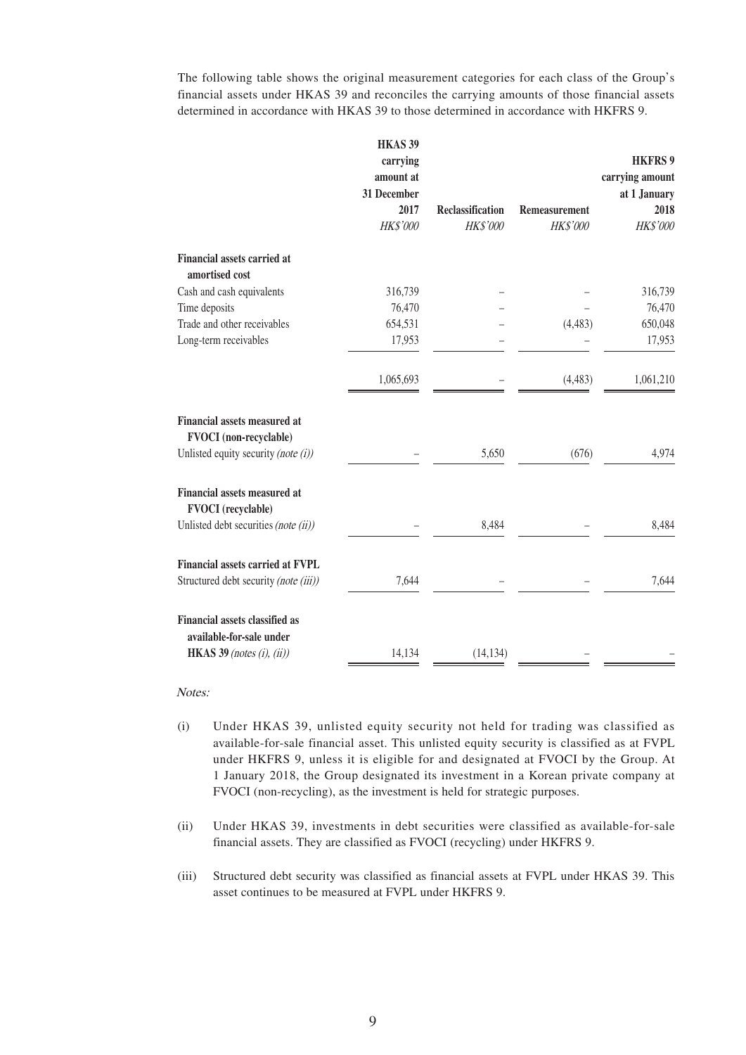The following table shows the original measurement categories for each class of the Group's financial assets under HKAS 39 and reconciles the carrying amounts of those financial assets determined in accordance with HKAS 39 to those determined in accordance with HKFRS 9.

| | HKAS 39 carrying amount at 31 December 2017 | Reclassification | Remeasurement | HKFRS 9 carrying amount at 1 January 2018 |
|---|---|---|---|---|
| | *HK$'000* | *HK$'000* | *HK$'000* | *HK$'000* |
| **Financial assets carried at amortised cost** | | | | |
| Cash and cash equivalents | 316,739 | – | – | 316,739 |
| Time deposits | 76,470 | – | – | 76,470 |
| Trade and other receivables | 654,531 | – | (4,483) | 650,048 |
| Long-term receivables | 17,953 | – | – | 17,953 |
| | 1,065,693 | – | (4,483) | 1,061,210 |
| **Financial assets measured at FVOCI (non-recyclable)** | | | | |
| Unlisted equity security *(note (i))* | – | 5,650 | (676) | 4,974 |
| **Financial assets measured at FVOCI (recyclable)** | | | | |
| Unlisted debt securities *(note (ii))* | – | 8,484 | – | 8,484 |
| **Financial assets carried at FVPL** | | | | |
| Structured debt security *(note (iii))* | 7,644 | – | – | 7,644 |
| **Financial assets classified as available-for-sale under HKAS 39** *(notes (i), (ii))* | 14,134 | (14,134) | – | – |

*Notes:*

(i) Under HKAS 39, unlisted equity security not held for trading was classified as available-for-sale financial asset. This unlisted equity security is classified as at FVPL under HKFRS 9, unless it is eligible for and designated at FVOCI by the Group. At 1 January 2018, the Group designated its investment in a Korean private company at FVOCI (non-recycling), as the investment is held for strategic purposes.

(ii) Under HKAS 39, investments in debt securities were classified as available-for-sale financial assets. They are classified as FVOCI (recycling) under HKFRS 9.

(iii) Structured debt security was classified as financial assets at FVPL under HKAS 39. This asset continues to be measured at FVPL under HKFRS 9.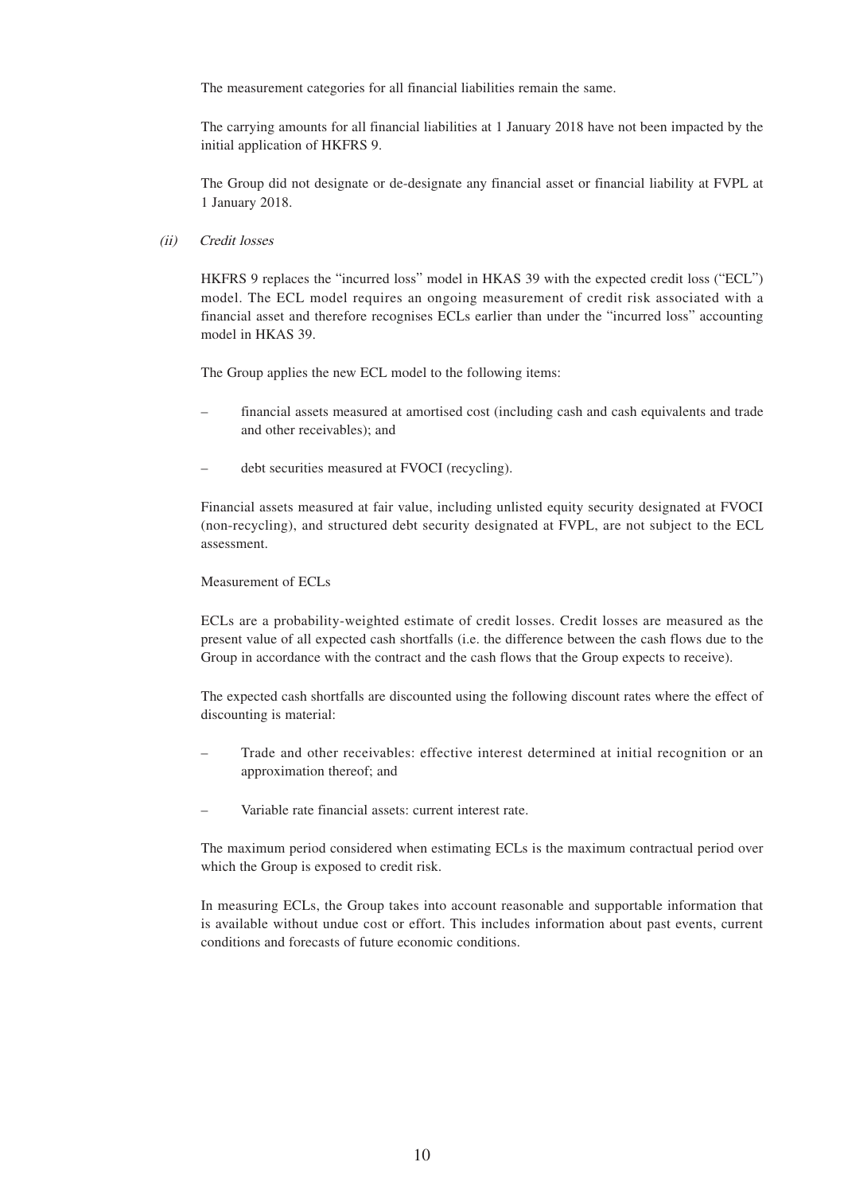The measurement categories for all financial liabilities remain the same.

The carrying amounts for all financial liabilities at 1 January 2018 have not been impacted by the initial application of HKFRS 9.

The Group did not designate or de-designate any financial asset or financial liability at FVPL at 1 January 2018.

*(ii) Credit losses*

HKFRS 9 replaces the "incurred loss" model in HKAS 39 with the expected credit loss ("ECL") model. The ECL model requires an ongoing measurement of credit risk associated with a financial asset and therefore recognises ECLs earlier than under the "incurred loss" accounting model in HKAS 39.

The Group applies the new ECL model to the following items:

– financial assets measured at amortised cost (including cash and cash equivalents and trade and other receivables); and

– debt securities measured at FVOCI (recycling).

Financial assets measured at fair value, including unlisted equity security designated at FVOCI (non-recycling), and structured debt security designated at FVPL, are not subject to the ECL assessment.

Measurement of ECLs

ECLs are a probability-weighted estimate of credit losses. Credit losses are measured as the present value of all expected cash shortfalls (i.e. the difference between the cash flows due to the Group in accordance with the contract and the cash flows that the Group expects to receive).

The expected cash shortfalls are discounted using the following discount rates where the effect of discounting is material:

– Trade and other receivables: effective interest determined at initial recognition or an approximation thereof; and

– Variable rate financial assets: current interest rate.

The maximum period considered when estimating ECLs is the maximum contractual period over which the Group is exposed to credit risk.

In measuring ECLs, the Group takes into account reasonable and supportable information that is available without undue cost or effort. This includes information about past events, current conditions and forecasts of future economic conditions.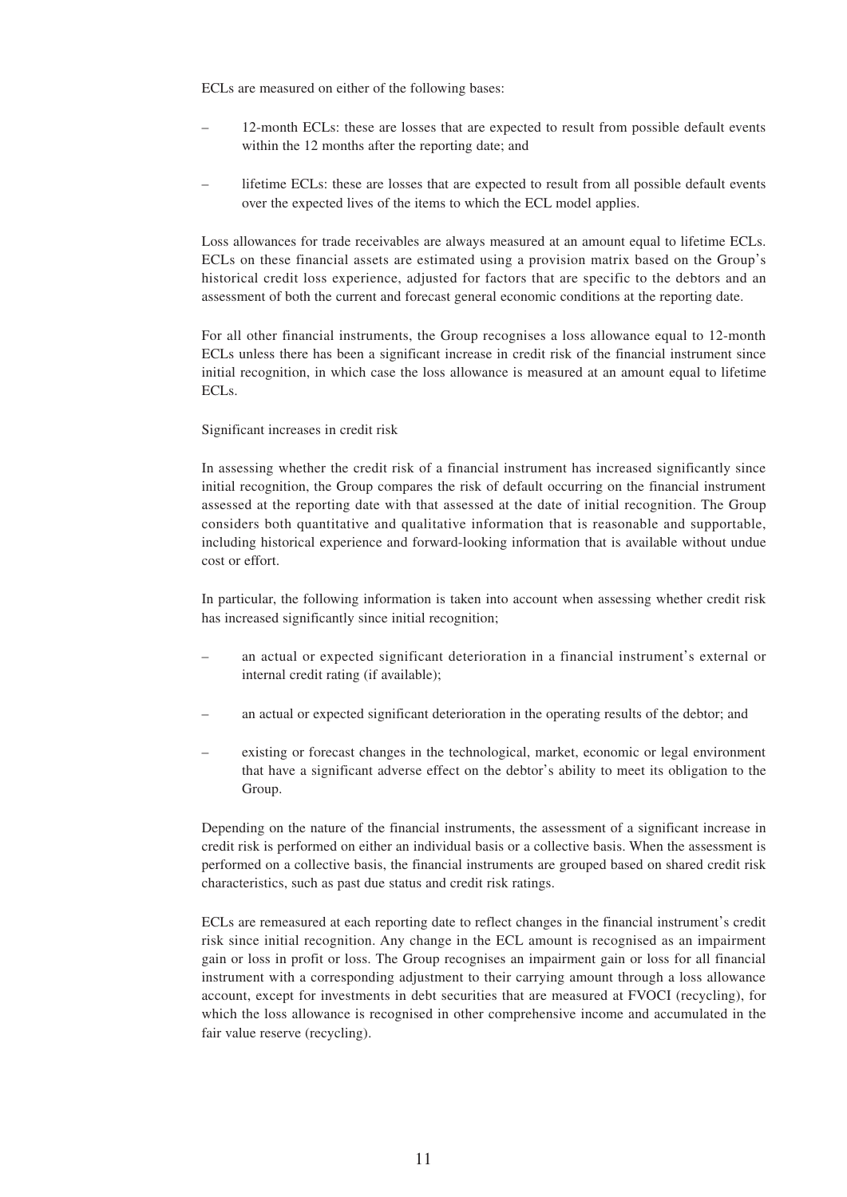ECLs are measured on either of the following bases:

- 12-month ECLs: these are losses that are expected to result from possible default events within the 12 months after the reporting date; and
- lifetime ECLs: these are losses that are expected to result from all possible default events over the expected lives of the items to which the ECL model applies.

Loss allowances for trade receivables are always measured at an amount equal to lifetime ECLs. ECLs on these financial assets are estimated using a provision matrix based on the Group's historical credit loss experience, adjusted for factors that are specific to the debtors and an assessment of both the current and forecast general economic conditions at the reporting date.

For all other financial instruments, the Group recognises a loss allowance equal to 12-month ECLs unless there has been a significant increase in credit risk of the financial instrument since initial recognition, in which case the loss allowance is measured at an amount equal to lifetime ECLs.

Significant increases in credit risk

In assessing whether the credit risk of a financial instrument has increased significantly since initial recognition, the Group compares the risk of default occurring on the financial instrument assessed at the reporting date with that assessed at the date of initial recognition. The Group considers both quantitative and qualitative information that is reasonable and supportable, including historical experience and forward-looking information that is available without undue cost or effort.

In particular, the following information is taken into account when assessing whether credit risk has increased significantly since initial recognition;

- an actual or expected significant deterioration in a financial instrument's external or internal credit rating (if available);
- an actual or expected significant deterioration in the operating results of the debtor; and
- existing or forecast changes in the technological, market, economic or legal environment that have a significant adverse effect on the debtor's ability to meet its obligation to the Group.

Depending on the nature of the financial instruments, the assessment of a significant increase in credit risk is performed on either an individual basis or a collective basis. When the assessment is performed on a collective basis, the financial instruments are grouped based on shared credit risk characteristics, such as past due status and credit risk ratings.

ECLs are remeasured at each reporting date to reflect changes in the financial instrument's credit risk since initial recognition. Any change in the ECL amount is recognised as an impairment gain or loss in profit or loss. The Group recognises an impairment gain or loss for all financial instrument with a corresponding adjustment to their carrying amount through a loss allowance account, except for investments in debt securities that are measured at FVOCI (recycling), for which the loss allowance is recognised in other comprehensive income and accumulated in the fair value reserve (recycling).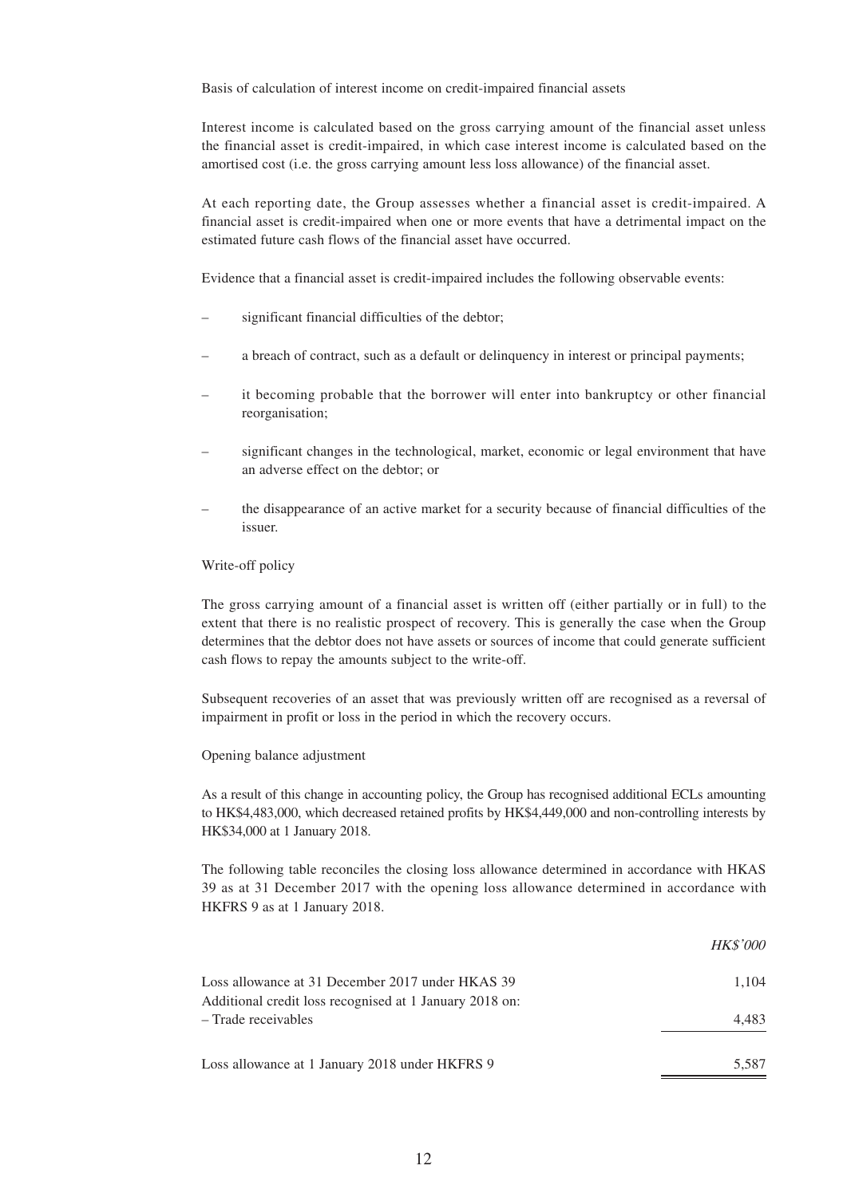Basis of calculation of interest income on credit-impaired financial assets

Interest income is calculated based on the gross carrying amount of the financial asset unless the financial asset is credit-impaired, in which case interest income is calculated based on the amortised cost (i.e. the gross carrying amount less loss allowance) of the financial asset.

At each reporting date, the Group assesses whether a financial asset is credit-impaired. A financial asset is credit-impaired when one or more events that have a detrimental impact on the estimated future cash flows of the financial asset have occurred.

Evidence that a financial asset is credit-impaired includes the following observable events:

- significant financial difficulties of the debtor;
- a breach of contract, such as a default or delinquency in interest or principal payments;
- it becoming probable that the borrower will enter into bankruptcy or other financial reorganisation;
- significant changes in the technological, market, economic or legal environment that have an adverse effect on the debtor; or
- the disappearance of an active market for a security because of financial difficulties of the issuer.

Write-off policy

The gross carrying amount of a financial asset is written off (either partially or in full) to the extent that there is no realistic prospect of recovery. This is generally the case when the Group determines that the debtor does not have assets or sources of income that could generate sufficient cash flows to repay the amounts subject to the write-off.

Subsequent recoveries of an asset that was previously written off are recognised as a reversal of impairment in profit or loss in the period in which the recovery occurs.

Opening balance adjustment

As a result of this change in accounting policy, the Group has recognised additional ECLs amounting to HK$4,483,000, which decreased retained profits by HK$4,449,000 and non-controlling interests by HK$34,000 at 1 January 2018.

The following table reconciles the closing loss allowance determined in accordance with HKAS 39 as at 31 December 2017 with the opening loss allowance determined in accordance with HKFRS 9 as at 1 January 2018.

| | *HK$'000* |
|---|---|
| Loss allowance at 31 December 2017 under HKAS 39 | 1,104 |
| Additional credit loss recognised at 1 January 2018 on: | |
| – Trade receivables | 4,483 |
| Loss allowance at 1 January 2018 under HKFRS 9 | 5,587 |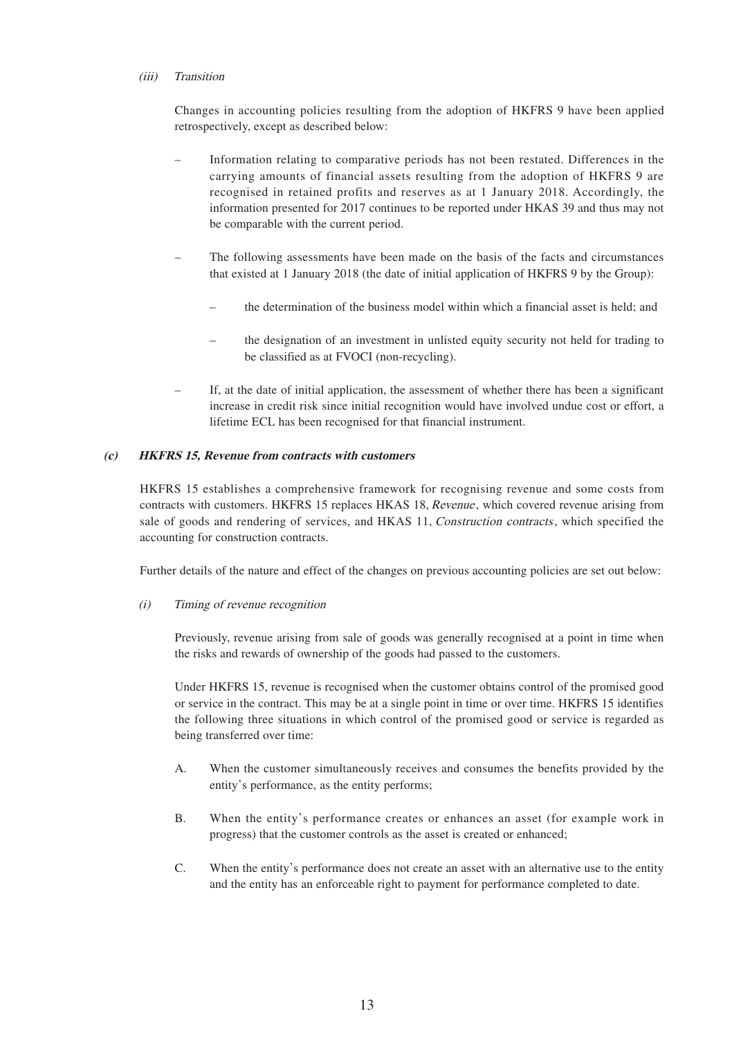*(iii) Transition*

Changes in accounting policies resulting from the adoption of HKFRS 9 have been applied retrospectively, except as described below:

- Information relating to comparative periods has not been restated. Differences in the carrying amounts of financial assets resulting from the adoption of HKFRS 9 are recognised in retained profits and reserves as at 1 January 2018. Accordingly, the information presented for 2017 continues to be reported under HKAS 39 and thus may not be comparable with the current period.

- The following assessments have been made on the basis of the facts and circumstances that existed at 1 January 2018 (the date of initial application of HKFRS 9 by the Group):

  - the determination of the business model within which a financial asset is held; and

  - the designation of an investment in unlisted equity security not held for trading to be classified as at FVOCI (non-recycling).

- If, at the date of initial application, the assessment of whether there has been a significant increase in credit risk since initial recognition would have involved undue cost or effort, a lifetime ECL has been recognised for that financial instrument.

***(c) HKFRS 15, Revenue from contracts with customers***

HKFRS 15 establishes a comprehensive framework for recognising revenue and some costs from contracts with customers. HKFRS 15 replaces HKAS 18, *Revenue*, which covered revenue arising from sale of goods and rendering of services, and HKAS 11, *Construction contracts*, which specified the accounting for construction contracts.

Further details of the nature and effect of the changes on previous accounting policies are set out below:

*(i) Timing of revenue recognition*

Previously, revenue arising from sale of goods was generally recognised at a point in time when the risks and rewards of ownership of the goods had passed to the customers.

Under HKFRS 15, revenue is recognised when the customer obtains control of the promised good or service in the contract. This may be at a single point in time or over time. HKFRS 15 identifies the following three situations in which control of the promised good or service is regarded as being transferred over time:

A. When the customer simultaneously receives and consumes the benefits provided by the entity's performance, as the entity performs;

B. When the entity's performance creates or enhances an asset (for example work in progress) that the customer controls as the asset is created or enhanced;

C. When the entity's performance does not create an asset with an alternative use to the entity and the entity has an enforceable right to payment for performance completed to date.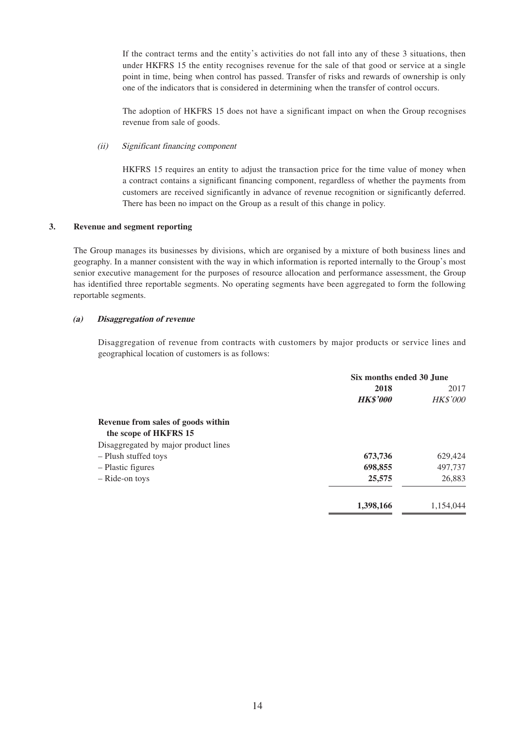If the contract terms and the entity's activities do not fall into any of these 3 situations, then under HKFRS 15 the entity recognises revenue for the sale of that good or service at a single point in time, being when control has passed. Transfer of risks and rewards of ownership is only one of the indicators that is considered in determining when the transfer of control occurs.

The adoption of HKFRS 15 does not have a significant impact on when the Group recognises revenue from sale of goods.

*(ii) Significant financing component*

HKFRS 15 requires an entity to adjust the transaction price for the time value of money when a contract contains a significant financing component, regardless of whether the payments from customers are received significantly in advance of revenue recognition or significantly deferred. There has been no impact on the Group as a result of this change in policy.

## 3. Revenue and segment reporting

The Group manages its businesses by divisions, which are organised by a mixture of both business lines and geography. In a manner consistent with the way in which information is reported internally to the Group's most senior executive management for the purposes of resource allocation and performance assessment, the Group has identified three reportable segments. No operating segments have been aggregated to form the following reportable segments.

### *(a) Disaggregation of revenue*

Disaggregation of revenue from contracts with customers by major products or service lines and geographical location of customers is as follows:

| | Six months ended 30 June | |
|---|---|---|
| | **2018** | 2017 |
| | ***HK$'000*** | *HK$'000* |
| **Revenue from sales of goods within the scope of HKFRS 15** | | |
| Disaggregated by major product lines | | |
| – Plush stuffed toys | **673,736** | 629,424 |
| – Plastic figures | **698,855** | 497,737 |
| – Ride-on toys | **25,575** | 26,883 |
| | **1,398,166** | 1,154,044 |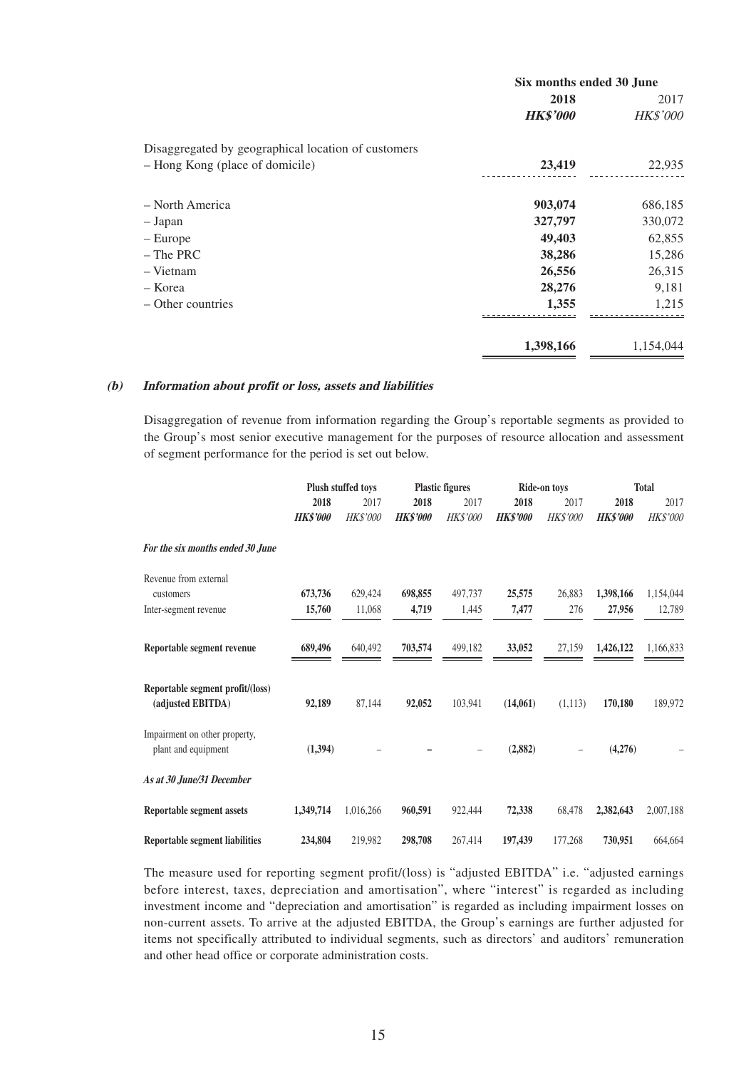| | Six months ended 30 June | |
|---|---|---|
| | **2018** | 2017 |
| | ***HK$'000*** | *HK$'000* |
| Disaggregated by geographical location of customers | | |
| – Hong Kong (place of domicile) | **23,419** | 22,935 |
| – North America | **903,074** | 686,185 |
| – Japan | **327,797** | 330,072 |
| – Europe | **49,403** | 62,855 |
| – The PRC | **38,286** | 15,286 |
| – Vietnam | **26,556** | 26,315 |
| – Korea | **28,276** | 9,181 |
| – Other countries | **1,355** | 1,215 |
| | **1,398,166** | 1,154,044 |

***(b) Information about profit or loss, assets and liabilities***

Disaggregation of revenue from information regarding the Group's reportable segments as provided to the Group's most senior executive management for the purposes of resource allocation and assessment of segment performance for the period is set out below.

| | Plush stuffed toys | | Plastic figures | | Ride-on toys | | Total | |
|---|---|---|---|---|---|---|---|---|
| | **2018** | 2017 | **2018** | 2017 | **2018** | 2017 | **2018** | 2017 |
| | ***HK$'000*** | *HK$'000* | ***HK$'000*** | *HK$'000* | ***HK$'000*** | *HK$'000* | ***HK$'000*** | *HK$'000* |
| ***For the six months ended 30 June*** | | | | | | | | |
| Revenue from external customers | **673,736** | 629,424 | **698,855** | 497,737 | **25,575** | 26,883 | **1,398,166** | 1,154,044 |
| Inter-segment revenue | **15,760** | 11,068 | **4,719** | 1,445 | **7,477** | 276 | **27,956** | 12,789 |
| **Reportable segment revenue** | **689,496** | 640,492 | **703,574** | 499,182 | **33,052** | 27,159 | **1,426,122** | 1,166,833 |
| **Reportable segment profit/(loss) (adjusted EBITDA)** | **92,189** | 87,144 | **92,052** | 103,941 | **(14,061)** | (1,113) | **170,180** | 189,972 |
| Impairment on other property, plant and equipment | **(1,394)** | – | **–** | – | **(2,882)** | – | **(4,276)** | – |
| ***As at 30 June/31 December*** | | | | | | | | |
| **Reportable segment assets** | **1,349,714** | 1,016,266 | **960,591** | 922,444 | **72,338** | 68,478 | **2,382,643** | 2,007,188 |
| **Reportable segment liabilities** | **234,804** | 219,982 | **298,708** | 267,414 | **197,439** | 177,268 | **730,951** | 664,664 |

The measure used for reporting segment profit/(loss) is "adjusted EBITDA" i.e. "adjusted earnings before interest, taxes, depreciation and amortisation", where "interest" is regarded as including investment income and "depreciation and amortisation" is regarded as including impairment losses on non-current assets. To arrive at the adjusted EBITDA, the Group's earnings are further adjusted for items not specifically attributed to individual segments, such as directors' and auditors' remuneration and other head office or corporate administration costs.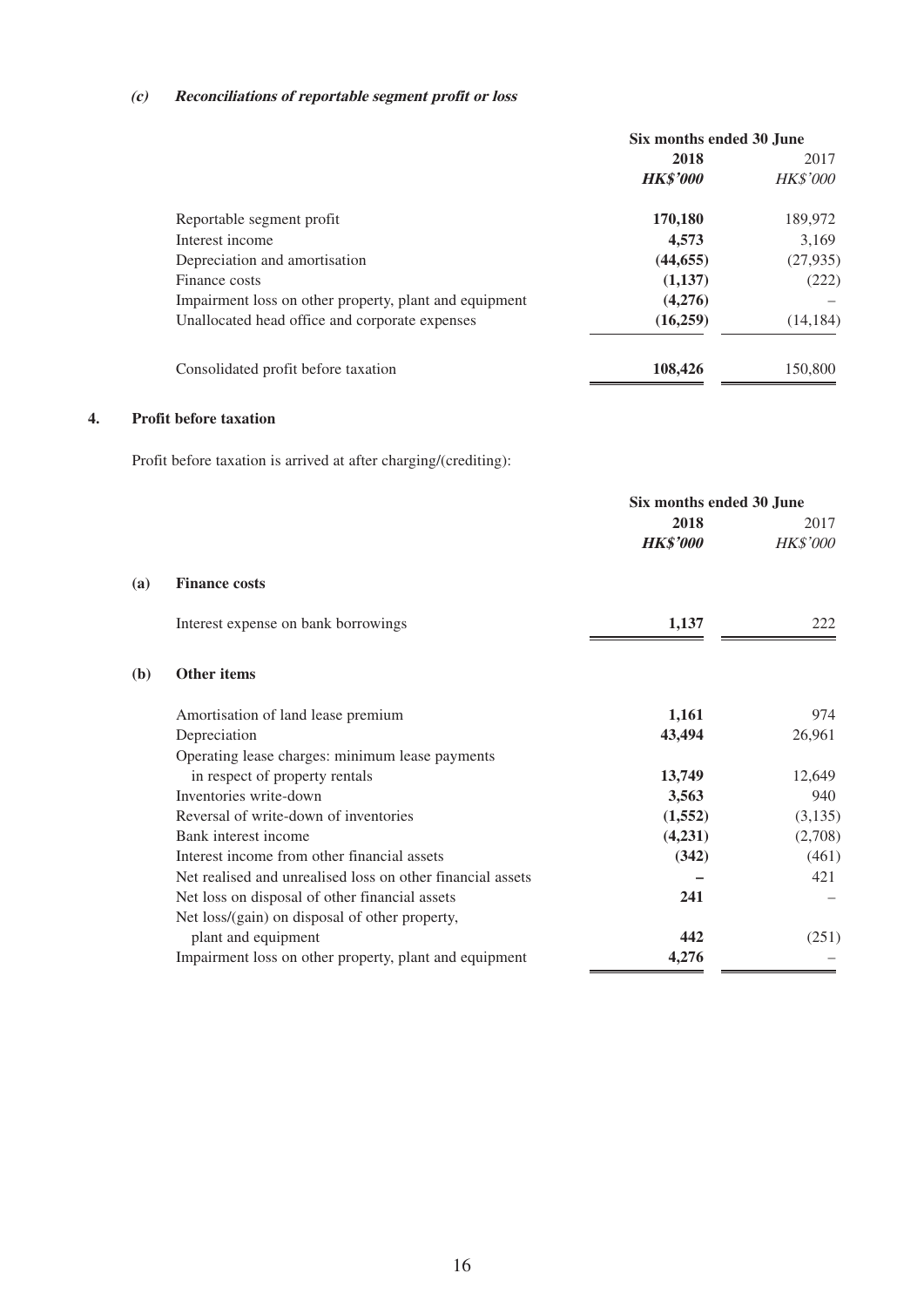### *(c) Reconciliations of reportable segment profit or loss*

| | Six months ended 30 June | |
|---|---|---|
| | **2018** | 2017 |
| | ***HK$'000*** | *HK$'000* |
| Reportable segment profit | **170,180** | 189,972 |
| Interest income | **4,573** | 3,169 |
| Depreciation and amortisation | **(44,655)** | (27,935) |
| Finance costs | **(1,137)** | (222) |
| Impairment loss on other property, plant and equipment | **(4,276)** | – |
| Unallocated head office and corporate expenses | **(16,259)** | (14,184) |
| Consolidated profit before taxation | **108,426** | 150,800 |

## 4. Profit before taxation

Profit before taxation is arrived at after charging/(crediting):

| | Six months ended 30 June | |
|---|---|---|
| | **2018** | 2017 |
| | ***HK$'000*** | *HK$'000* |
| **(a) Finance costs** | | |
| Interest expense on bank borrowings | **1,137** | 222 |
| **(b) Other items** | | |
| Amortisation of land lease premium | **1,161** | 974 |
| Depreciation | **43,494** | 26,961 |
| Operating lease charges: minimum lease payments in respect of property rentals | **13,749** | 12,649 |
| Inventories write-down | **3,563** | 940 |
| Reversal of write-down of inventories | **(1,552)** | (3,135) |
| Bank interest income | **(4,231)** | (2,708) |
| Interest income from other financial assets | **(342)** | (461) |
| Net realised and unrealised loss on other financial assets | **–** | 421 |
| Net loss on disposal of other financial assets | **241** | – |
| Net loss/(gain) on disposal of other property, plant and equipment | **442** | (251) |
| Impairment loss on other property, plant and equipment | **4,276** | – |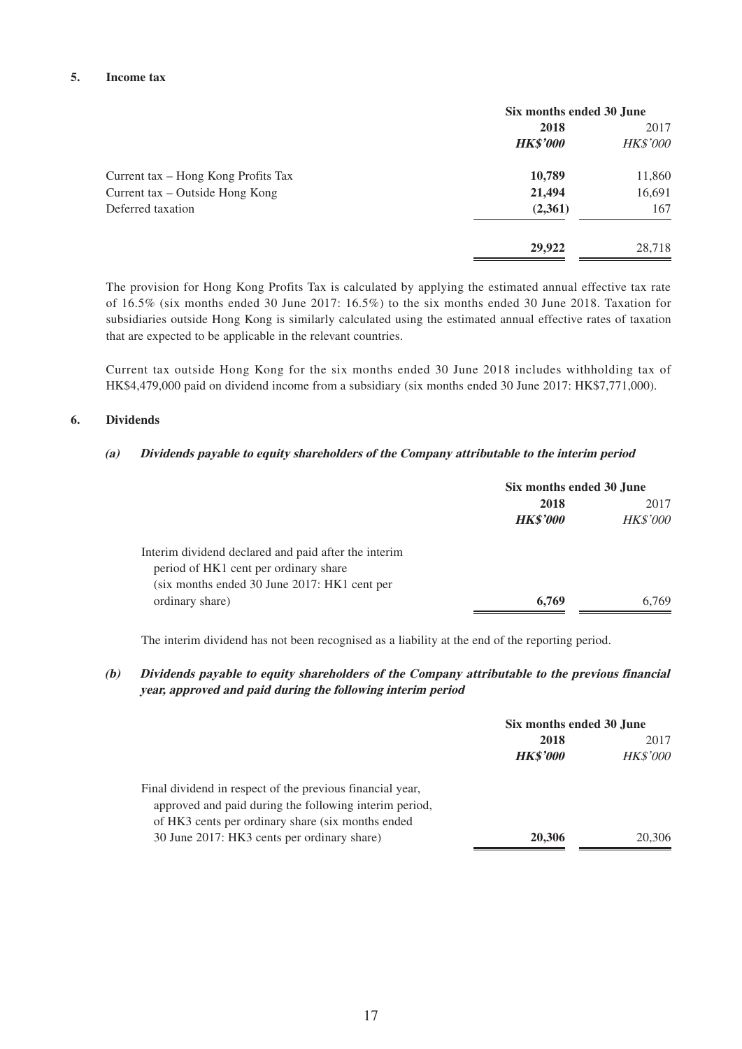## 5. Income tax

| | Six months ended 30 June | |
|---|---|---|
| | **2018** | 2017 |
| | ***HK$'000*** | *HK$'000* |
| Current tax – Hong Kong Profits Tax | **10,789** | 11,860 |
| Current tax – Outside Hong Kong | **21,494** | 16,691 |
| Deferred taxation | **(2,361)** | 167 |
| | **29,922** | 28,718 |

The provision for Hong Kong Profits Tax is calculated by applying the estimated annual effective tax rate of 16.5% (six months ended 30 June 2017: 16.5%) to the six months ended 30 June 2018. Taxation for subsidiaries outside Hong Kong is similarly calculated using the estimated annual effective rates of taxation that are expected to be applicable in the relevant countries.

Current tax outside Hong Kong for the six months ended 30 June 2018 includes withholding tax of HK$4,479,000 paid on dividend income from a subsidiary (six months ended 30 June 2017: HK$7,771,000).

## 6. Dividends

### *(a) Dividends payable to equity shareholders of the Company attributable to the interim period*

| | Six months ended 30 June | |
|---|---|---|
| | **2018** | 2017 |
| | ***HK$'000*** | *HK$'000* |
| Interim dividend declared and paid after the interim period of HK1 cent per ordinary share (six months ended 30 June 2017: HK1 cent per ordinary share) | **6,769** | 6,769 |

The interim dividend has not been recognised as a liability at the end of the reporting period.

### *(b) Dividends payable to equity shareholders of the Company attributable to the previous financial year, approved and paid during the following interim period*

| | Six months ended 30 June | |
|---|---|---|
| | **2018** | 2017 |
| | ***HK$'000*** | *HK$'000* |
| Final dividend in respect of the previous financial year, approved and paid during the following interim period, of HK3 cents per ordinary share (six months ended 30 June 2017: HK3 cents per ordinary share) | **20,306** | 20,306 |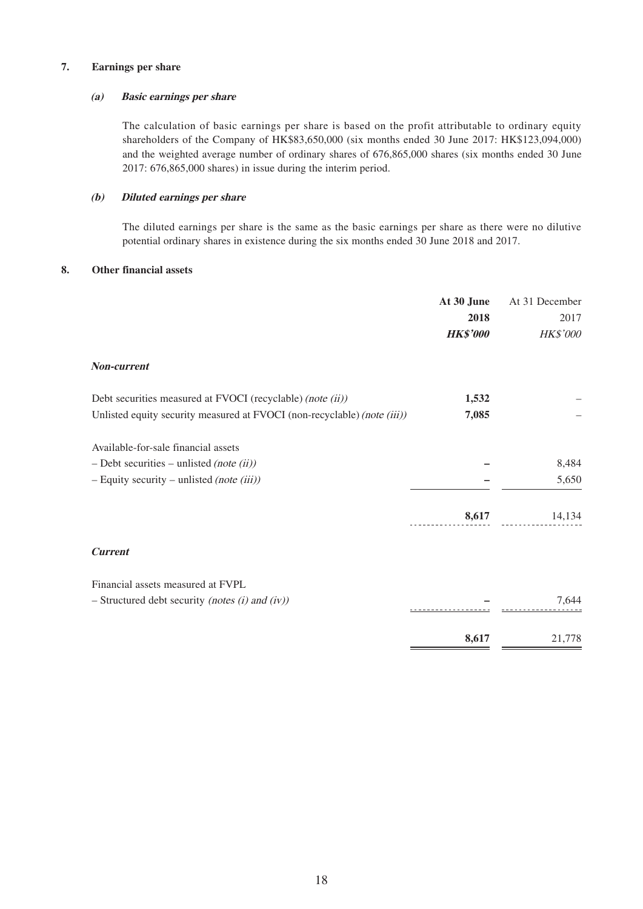## 7. Earnings per share

### *(a) Basic earnings per share*

The calculation of basic earnings per share is based on the profit attributable to ordinary equity shareholders of the Company of HK$83,650,000 (six months ended 30 June 2017: HK$123,094,000) and the weighted average number of ordinary shares of 676,865,000 shares (six months ended 30 June 2017: 676,865,000 shares) in issue during the interim period.

### *(b) Diluted earnings per share*

The diluted earnings per share is the same as the basic earnings per share as there were no dilutive potential ordinary shares in existence during the six months ended 30 June 2018 and 2017.

## 8. Other financial assets

| | **At 30 June 2018** | At 31 December 2017 |
|---|---|---|
| | ***HK$'000*** | *HK$'000* |
| ***Non-current*** | | |
| Debt securities measured at FVOCI (recyclable) *(note (ii))* | **1,532** | – |
| Unlisted equity security measured at FVOCI (non-recyclable) *(note (iii))* | **7,085** | – |
| Available-for-sale financial assets | | |
| – Debt securities – unlisted *(note (ii))* | **–** | 8,484 |
| – Equity security – unlisted *(note (iii))* | **–** | 5,650 |
| | **8,617** | 14,134 |
| ***Current*** | | |
| Financial assets measured at FVPL | | |
| – Structured debt security *(notes (i) and (iv))* | **–** | 7,644 |
| | **8,617** | 21,778 |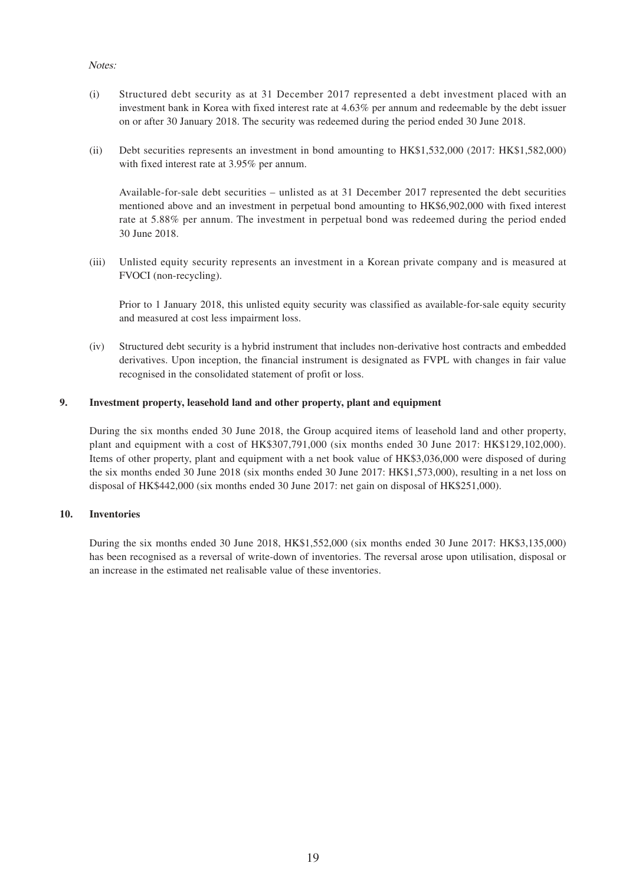*Notes:*

(i) Structured debt security as at 31 December 2017 represented a debt investment placed with an investment bank in Korea with fixed interest rate at 4.63% per annum and redeemable by the debt issuer on or after 30 January 2018. The security was redeemed during the period ended 30 June 2018.

(ii) Debt securities represents an investment in bond amounting to HK$1,532,000 (2017: HK$1,582,000) with fixed interest rate at 3.95% per annum.

Available-for-sale debt securities – unlisted as at 31 December 2017 represented the debt securities mentioned above and an investment in perpetual bond amounting to HK$6,902,000 with fixed interest rate at 5.88% per annum. The investment in perpetual bond was redeemed during the period ended 30 June 2018.

(iii) Unlisted equity security represents an investment in a Korean private company and is measured at FVOCI (non-recycling).

Prior to 1 January 2018, this unlisted equity security was classified as available-for-sale equity security and measured at cost less impairment loss.

(iv) Structured debt security is a hybrid instrument that includes non-derivative host contracts and embedded derivatives. Upon inception, the financial instrument is designated as FVPL with changes in fair value recognised in the consolidated statement of profit or loss.

## 9. Investment property, leasehold land and other property, plant and equipment

During the six months ended 30 June 2018, the Group acquired items of leasehold land and other property, plant and equipment with a cost of HK$307,791,000 (six months ended 30 June 2017: HK$129,102,000). Items of other property, plant and equipment with a net book value of HK$3,036,000 were disposed of during the six months ended 30 June 2018 (six months ended 30 June 2017: HK$1,573,000), resulting in a net loss on disposal of HK$442,000 (six months ended 30 June 2017: net gain on disposal of HK$251,000).

## 10. Inventories

During the six months ended 30 June 2018, HK$1,552,000 (six months ended 30 June 2017: HK$3,135,000) has been recognised as a reversal of write-down of inventories. The reversal arose upon utilisation, disposal or an increase in the estimated net realisable value of these inventories.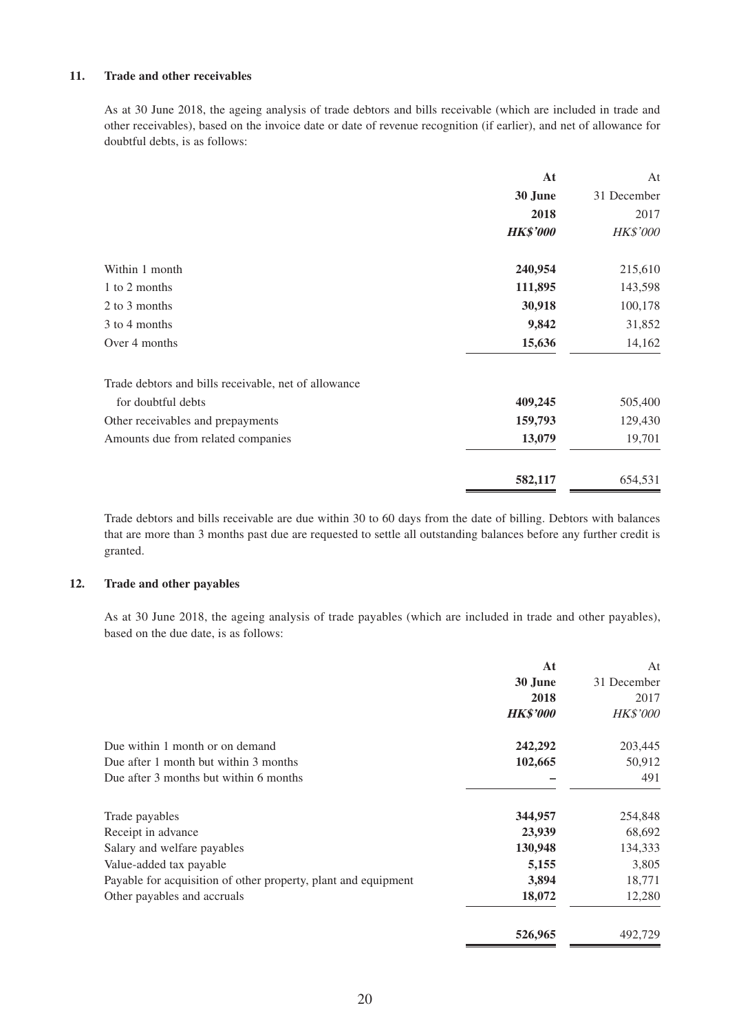### 11. Trade and other receivables

As at 30 June 2018, the ageing analysis of trade debtors and bills receivable (which are included in trade and other receivables), based on the invoice date or date of revenue recognition (if earlier), and net of allowance for doubtful debts, is as follows:

| | **At 30 June 2018** | At 31 December 2017 |
|---|---|---|
| | ***HK$'000*** | *HK$'000* |
| Within 1 month | **240,954** | 215,610 |
| 1 to 2 months | **111,895** | 143,598 |
| 2 to 3 months | **30,918** | 100,178 |
| 3 to 4 months | **9,842** | 31,852 |
| Over 4 months | **15,636** | 14,162 |
| Trade debtors and bills receivable, net of allowance for doubtful debts | **409,245** | 505,400 |
| Other receivables and prepayments | **159,793** | 129,430 |
| Amounts due from related companies | **13,079** | 19,701 |
| | **582,117** | 654,531 |

Trade debtors and bills receivable are due within 30 to 60 days from the date of billing. Debtors with balances that are more than 3 months past due are requested to settle all outstanding balances before any further credit is granted.

### 12. Trade and other payables

As at 30 June 2018, the ageing analysis of trade payables (which are included in trade and other payables), based on the due date, is as follows:

| | **At 30 June 2018** | At 31 December 2017 |
|---|---|---|
| | ***HK$'000*** | *HK$'000* |
| Due within 1 month or on demand | **242,292** | 203,445 |
| Due after 1 month but within 3 months | **102,665** | 50,912 |
| Due after 3 months but within 6 months | **–** | 491 |
| Trade payables | **344,957** | 254,848 |
| Receipt in advance | **23,939** | 68,692 |
| Salary and welfare payables | **130,948** | 134,333 |
| Value-added tax payable | **5,155** | 3,805 |
| Payable for acquisition of other property, plant and equipment | **3,894** | 18,771 |
| Other payables and accruals | **18,072** | 12,280 |
| | **526,965** | 492,729 |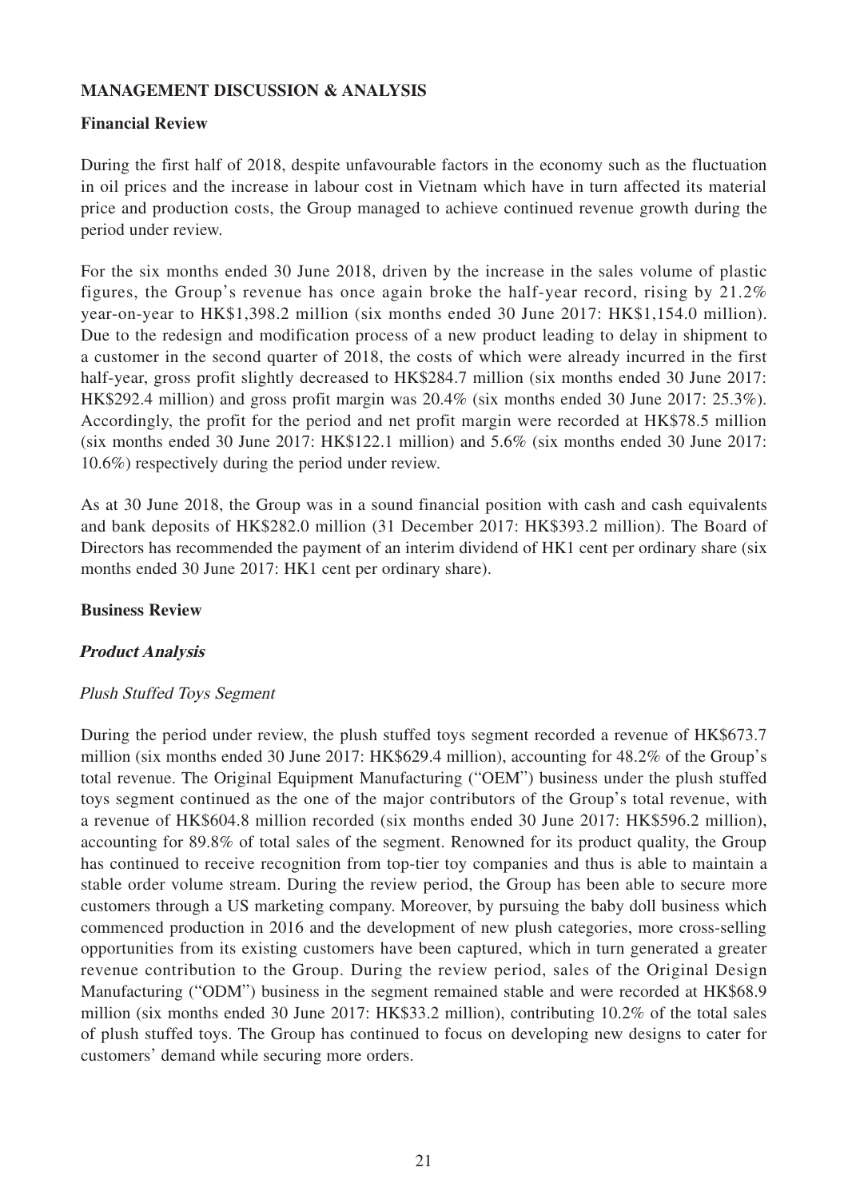## MANAGEMENT DISCUSSION & ANALYSIS

### Financial Review

During the first half of 2018, despite unfavourable factors in the economy such as the fluctuation in oil prices and the increase in labour cost in Vietnam which have in turn affected its material price and production costs, the Group managed to achieve continued revenue growth during the period under review.

For the six months ended 30 June 2018, driven by the increase in the sales volume of plastic figures, the Group's revenue has once again broke the half-year record, rising by 21.2% year-on-year to HK$1,398.2 million (six months ended 30 June 2017: HK$1,154.0 million). Due to the redesign and modification process of a new product leading to delay in shipment to a customer in the second quarter of 2018, the costs of which were already incurred in the first half-year, gross profit slightly decreased to HK$284.7 million (six months ended 30 June 2017: HK$292.4 million) and gross profit margin was 20.4% (six months ended 30 June 2017: 25.3%). Accordingly, the profit for the period and net profit margin were recorded at HK$78.5 million (six months ended 30 June 2017: HK$122.1 million) and 5.6% (six months ended 30 June 2017: 10.6%) respectively during the period under review.

As at 30 June 2018, the Group was in a sound financial position with cash and cash equivalents and bank deposits of HK$282.0 million (31 December 2017: HK$393.2 million). The Board of Directors has recommended the payment of an interim dividend of HK1 cent per ordinary share (six months ended 30 June 2017: HK1 cent per ordinary share).

### Business Review

#### *Product Analysis*

*Plush Stuffed Toys Segment*

During the period under review, the plush stuffed toys segment recorded a revenue of HK$673.7 million (six months ended 30 June 2017: HK$629.4 million), accounting for 48.2% of the Group's total revenue. The Original Equipment Manufacturing ("OEM") business under the plush stuffed toys segment continued as the one of the major contributors of the Group's total revenue, with a revenue of HK$604.8 million recorded (six months ended 30 June 2017: HK$596.2 million), accounting for 89.8% of total sales of the segment. Renowned for its product quality, the Group has continued to receive recognition from top-tier toy companies and thus is able to maintain a stable order volume stream. During the review period, the Group has been able to secure more customers through a US marketing company. Moreover, by pursuing the baby doll business which commenced production in 2016 and the development of new plush categories, more cross-selling opportunities from its existing customers have been captured, which in turn generated a greater revenue contribution to the Group. During the review period, sales of the Original Design Manufacturing ("ODM") business in the segment remained stable and were recorded at HK$68.9 million (six months ended 30 June 2017: HK$33.2 million), contributing 10.2% of the total sales of plush stuffed toys. The Group has continued to focus on developing new designs to cater for customers' demand while securing more orders.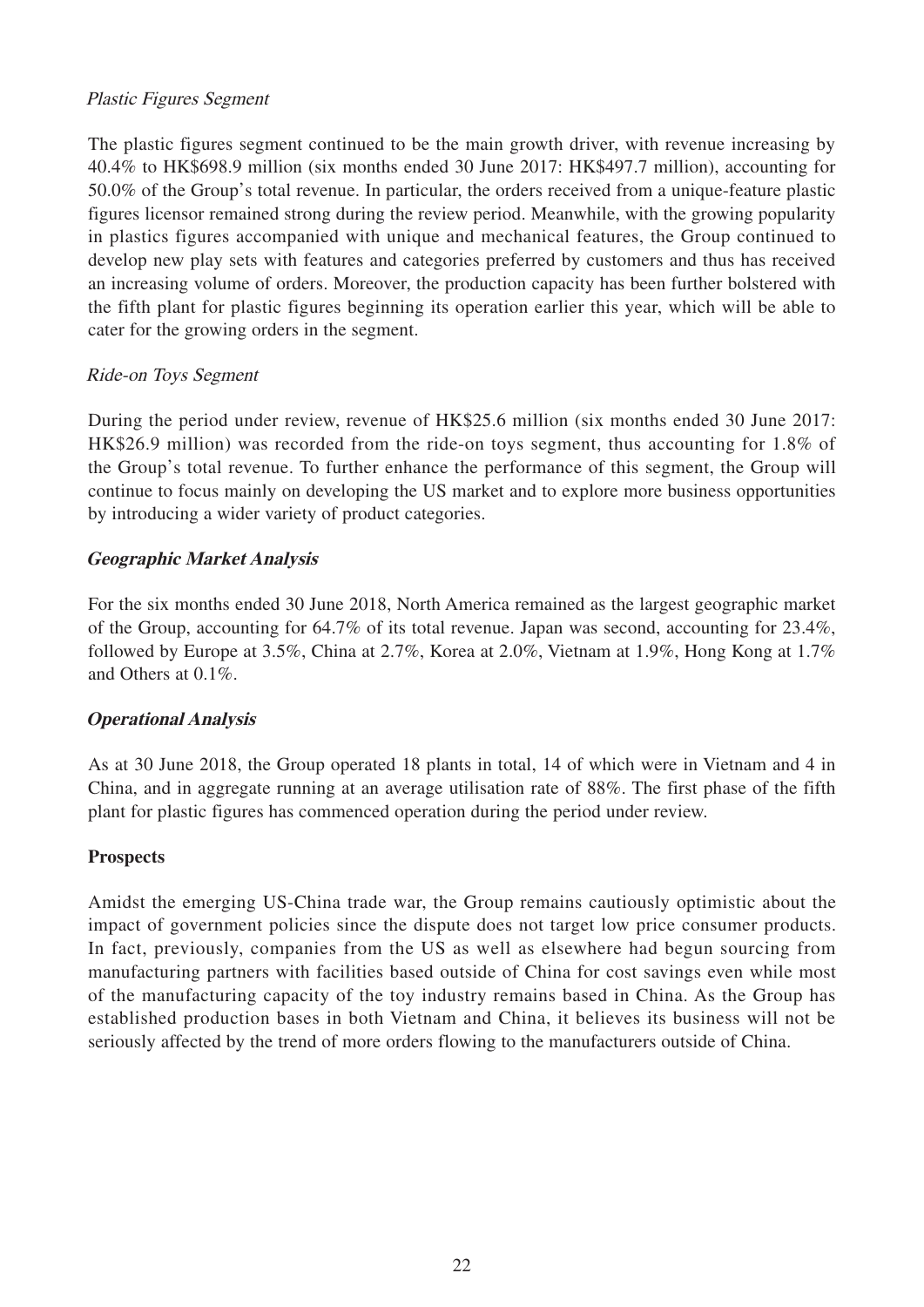*Plastic Figures Segment*

The plastic figures segment continued to be the main growth driver, with revenue increasing by 40.4% to HK$698.9 million (six months ended 30 June 2017: HK$497.7 million), accounting for 50.0% of the Group's total revenue. In particular, the orders received from a unique-feature plastic figures licensor remained strong during the review period. Meanwhile, with the growing popularity in plastics figures accompanied with unique and mechanical features, the Group continued to develop new play sets with features and categories preferred by customers and thus has received an increasing volume of orders. Moreover, the production capacity has been further bolstered with the fifth plant for plastic figures beginning its operation earlier this year, which will be able to cater for the growing orders in the segment.

*Ride-on Toys Segment*

During the period under review, revenue of HK$25.6 million (six months ended 30 June 2017: HK$26.9 million) was recorded from the ride-on toys segment, thus accounting for 1.8% of the Group's total revenue. To further enhance the performance of this segment, the Group will continue to focus mainly on developing the US market and to explore more business opportunities by introducing a wider variety of product categories.

***Geographic Market Analysis***

For the six months ended 30 June 2018, North America remained as the largest geographic market of the Group, accounting for 64.7% of its total revenue. Japan was second, accounting for 23.4%, followed by Europe at 3.5%, China at 2.7%, Korea at 2.0%, Vietnam at 1.9%, Hong Kong at 1.7% and Others at 0.1%.

***Operational Analysis***

As at 30 June 2018, the Group operated 18 plants in total, 14 of which were in Vietnam and 4 in China, and in aggregate running at an average utilisation rate of 88%. The first phase of the fifth plant for plastic figures has commenced operation during the period under review.

**Prospects**

Amidst the emerging US-China trade war, the Group remains cautiously optimistic about the impact of government policies since the dispute does not target low price consumer products. In fact, previously, companies from the US as well as elsewhere had begun sourcing from manufacturing partners with facilities based outside of China for cost savings even while most of the manufacturing capacity of the toy industry remains based in China. As the Group has established production bases in both Vietnam and China, it believes its business will not be seriously affected by the trend of more orders flowing to the manufacturers outside of China.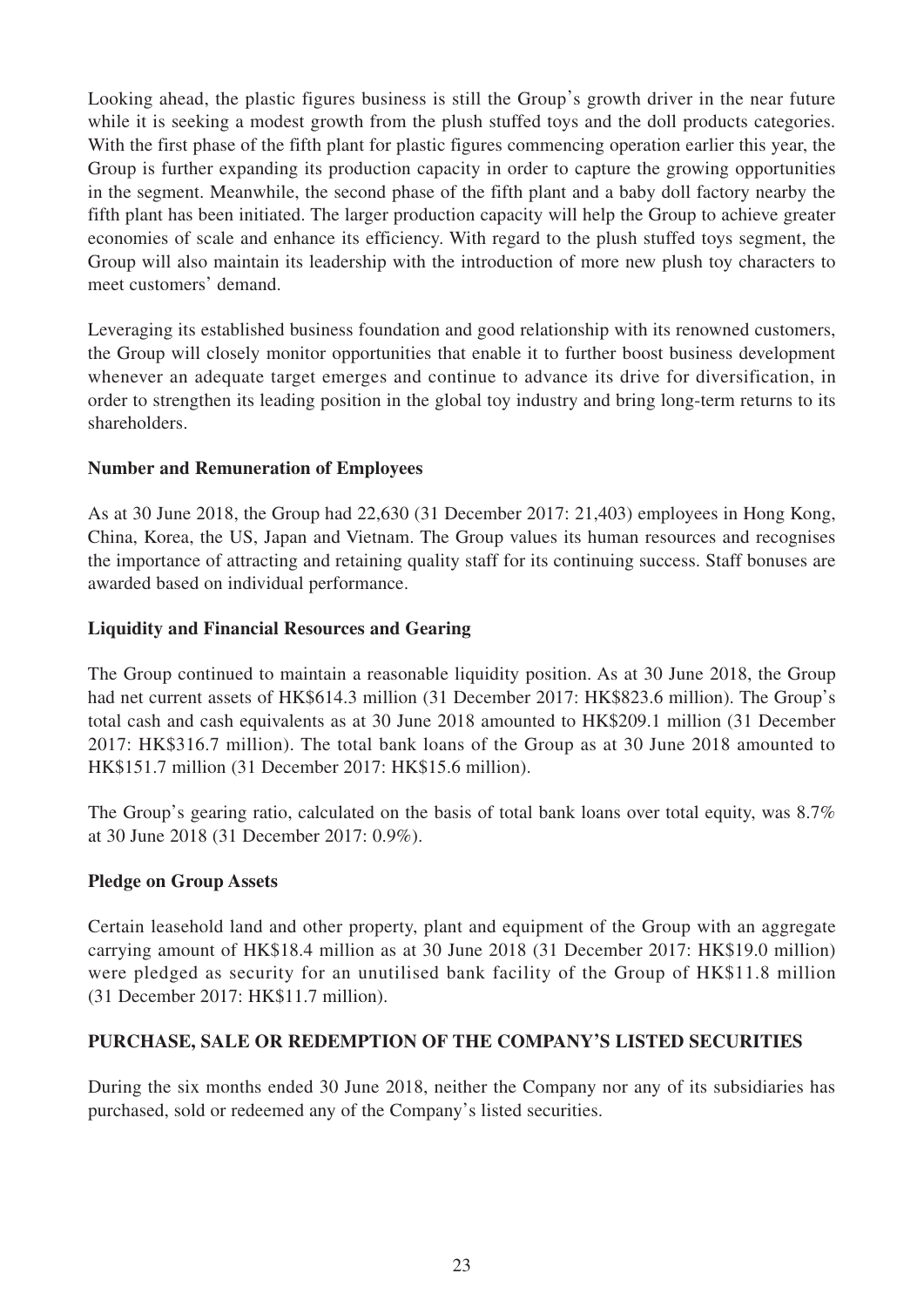Looking ahead, the plastic figures business is still the Group's growth driver in the near future while it is seeking a modest growth from the plush stuffed toys and the doll products categories. With the first phase of the fifth plant for plastic figures commencing operation earlier this year, the Group is further expanding its production capacity in order to capture the growing opportunities in the segment. Meanwhile, the second phase of the fifth plant and a baby doll factory nearby the fifth plant has been initiated. The larger production capacity will help the Group to achieve greater economies of scale and enhance its efficiency. With regard to the plush stuffed toys segment, the Group will also maintain its leadership with the introduction of more new plush toy characters to meet customers' demand.

Leveraging its established business foundation and good relationship with its renowned customers, the Group will closely monitor opportunities that enable it to further boost business development whenever an adequate target emerges and continue to advance its drive for diversification, in order to strengthen its leading position in the global toy industry and bring long-term returns to its shareholders.

**Number and Remuneration of Employees**

As at 30 June 2018, the Group had 22,630 (31 December 2017: 21,403) employees in Hong Kong, China, Korea, the US, Japan and Vietnam. The Group values its human resources and recognises the importance of attracting and retaining quality staff for its continuing success. Staff bonuses are awarded based on individual performance.

**Liquidity and Financial Resources and Gearing**

The Group continued to maintain a reasonable liquidity position. As at 30 June 2018, the Group had net current assets of HK$614.3 million (31 December 2017: HK$823.6 million). The Group's total cash and cash equivalents as at 30 June 2018 amounted to HK$209.1 million (31 December 2017: HK$316.7 million). The total bank loans of the Group as at 30 June 2018 amounted to HK$151.7 million (31 December 2017: HK$15.6 million).

The Group's gearing ratio, calculated on the basis of total bank loans over total equity, was 8.7% at 30 June 2018 (31 December 2017: 0.9%).

**Pledge on Group Assets**

Certain leasehold land and other property, plant and equipment of the Group with an aggregate carrying amount of HK$18.4 million as at 30 June 2018 (31 December 2017: HK$19.0 million) were pledged as security for an unutilised bank facility of the Group of HK$11.8 million (31 December 2017: HK$11.7 million).

**PURCHASE, SALE OR REDEMPTION OF THE COMPANY'S LISTED SECURITIES**

During the six months ended 30 June 2018, neither the Company nor any of its subsidiaries has purchased, sold or redeemed any of the Company's listed securities.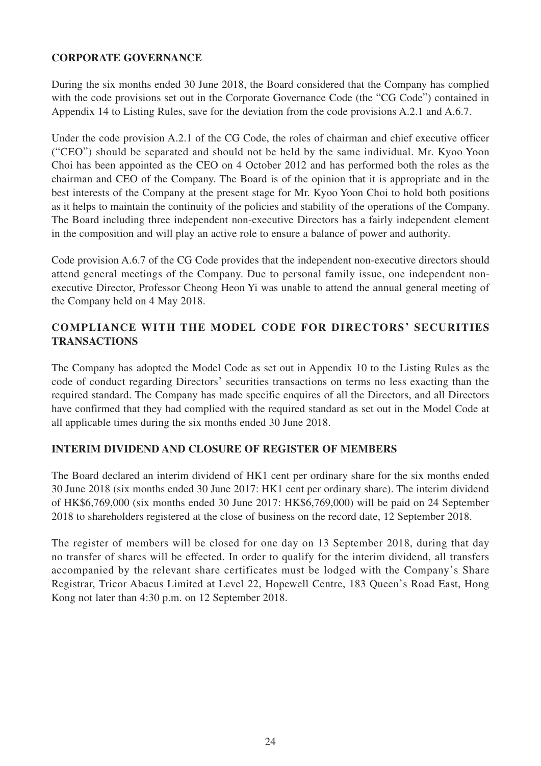## CORPORATE GOVERNANCE

During the six months ended 30 June 2018, the Board considered that the Company has complied with the code provisions set out in the Corporate Governance Code (the "CG Code") contained in Appendix 14 to Listing Rules, save for the deviation from the code provisions A.2.1 and A.6.7.

Under the code provision A.2.1 of the CG Code, the roles of chairman and chief executive officer ("CEO") should be separated and should not be held by the same individual. Mr. Kyoo Yoon Choi has been appointed as the CEO on 4 October 2012 and has performed both the roles as the chairman and CEO of the Company. The Board is of the opinion that it is appropriate and in the best interests of the Company at the present stage for Mr. Kyoo Yoon Choi to hold both positions as it helps to maintain the continuity of the policies and stability of the operations of the Company. The Board including three independent non-executive Directors has a fairly independent element in the composition and will play an active role to ensure a balance of power and authority.

Code provision A.6.7 of the CG Code provides that the independent non-executive directors should attend general meetings of the Company. Due to personal family issue, one independent non-executive Director, Professor Cheong Heon Yi was unable to attend the annual general meeting of the Company held on 4 May 2018.

## COMPLIANCE WITH THE MODEL CODE FOR DIRECTORS' SECURITIES TRANSACTIONS

The Company has adopted the Model Code as set out in Appendix 10 to the Listing Rules as the code of conduct regarding Directors' securities transactions on terms no less exacting than the required standard. The Company has made specific enquires of all the Directors, and all Directors have confirmed that they had complied with the required standard as set out in the Model Code at all applicable times during the six months ended 30 June 2018.

## INTERIM DIVIDEND AND CLOSURE OF REGISTER OF MEMBERS

The Board declared an interim dividend of HK1 cent per ordinary share for the six months ended 30 June 2018 (six months ended 30 June 2017: HK1 cent per ordinary share). The interim dividend of HK$6,769,000 (six months ended 30 June 2017: HK$6,769,000) will be paid on 24 September 2018 to shareholders registered at the close of business on the record date, 12 September 2018.

The register of members will be closed for one day on 13 September 2018, during that day no transfer of shares will be effected. In order to qualify for the interim dividend, all transfers accompanied by the relevant share certificates must be lodged with the Company's Share Registrar, Tricor Abacus Limited at Level 22, Hopewell Centre, 183 Queen's Road East, Hong Kong not later than 4:30 p.m. on 12 September 2018.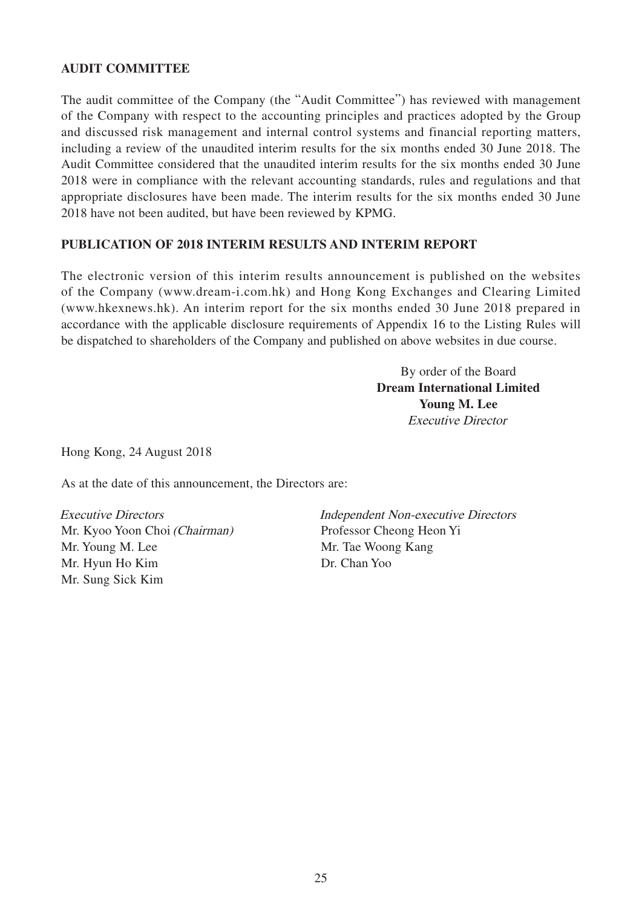## AUDIT COMMITTEE

The audit committee of the Company (the "Audit Committee") has reviewed with management of the Company with respect to the accounting principles and practices adopted by the Group and discussed risk management and internal control systems and financial reporting matters, including a review of the unaudited interim results for the six months ended 30 June 2018. The Audit Committee considered that the unaudited interim results for the six months ended 30 June 2018 were in compliance with the relevant accounting standards, rules and regulations and that appropriate disclosures have been made. The interim results for the six months ended 30 June 2018 have not been audited, but have been reviewed by KPMG.

## PUBLICATION OF 2018 INTERIM RESULTS AND INTERIM REPORT

The electronic version of this interim results announcement is published on the websites of the Company (www.dream-i.com.hk) and Hong Kong Exchanges and Clearing Limited (www.hkexnews.hk). An interim report for the six months ended 30 June 2018 prepared in accordance with the applicable disclosure requirements of Appendix 16 to the Listing Rules will be dispatched to shareholders of the Company and published on above websites in due course.

By order of the Board
**Dream International Limited**
**Young M. Lee**
*Executive Director*

Hong Kong, 24 August 2018

As at the date of this announcement, the Directors are:

*Executive Directors*
Mr. Kyoo Yoon Choi *(Chairman)*
Mr. Young M. Lee
Mr. Hyun Ho Kim
Mr. Sung Sick Kim

*Independent Non-executive Directors*
Professor Cheong Heon Yi
Mr. Tae Woong Kang
Dr. Chan Yoo